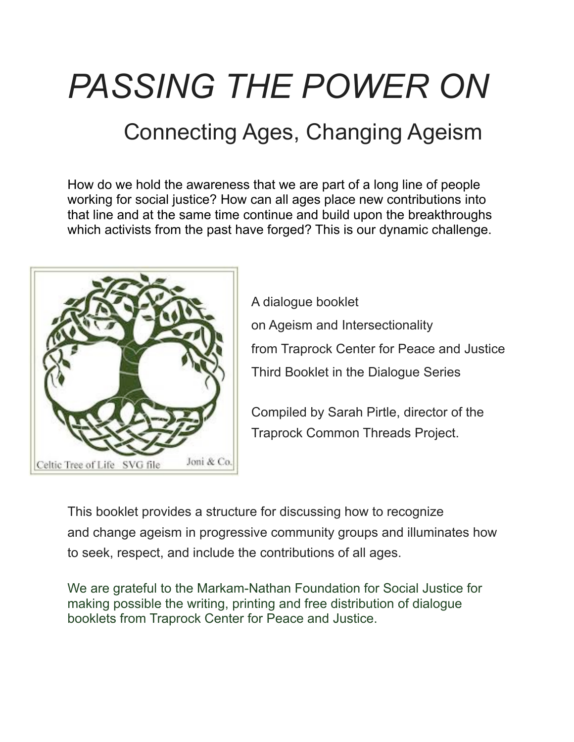# *PASSING THE POWER ON*

## Connecting Ages, Changing Ageism

How do we hold the awareness that we are part of a long line of people working for social justice? How can all ages place new contributions into that line and at the same time continue and build upon the breakthroughs which activists from the past have forged? This is our dynamic challenge.

Celtic Tree of Life SVG file Joni & Co.

A dialogue booklet
on Ageism and Intersectionality
from Traprock Center for Peace and Justice
Third Booklet in the Dialogue Series

Compiled by Sarah Pirtle, director of the Traprock Common Threads Project.

This booklet provides a structure for discussing how to recognize and change ageism in progressive community groups and illuminates how to seek, respect, and include the contributions of all ages.

We are grateful to the Markam-Nathan Foundation for Social Justice for making possible the writing, printing and free distribution of dialogue booklets from Traprock Center for Peace and Justice.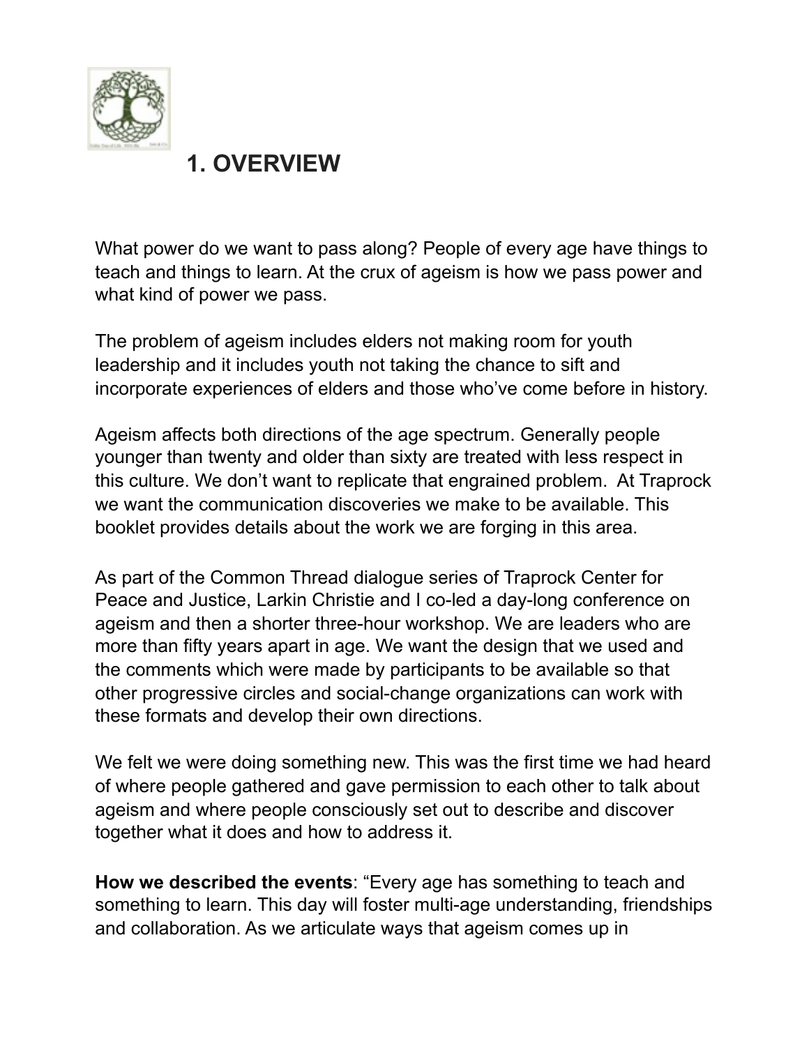# 1. OVERVIEW

What power do we want to pass along? People of every age have things to teach and things to learn. At the crux of ageism is how we pass power and what kind of power we pass.

The problem of ageism includes elders not making room for youth leadership and it includes youth not taking the chance to sift and incorporate experiences of elders and those who've come before in history.

Ageism affects both directions of the age spectrum. Generally people younger than twenty and older than sixty are treated with less respect in this culture. We don't want to replicate that engrained problem. At Traprock we want the communication discoveries we make to be available. This booklet provides details about the work we are forging in this area.

As part of the Common Thread dialogue series of Traprock Center for Peace and Justice, Larkin Christie and I co-led a day-long conference on ageism and then a shorter three-hour workshop. We are leaders who are more than fifty years apart in age. We want the design that we used and the comments which were made by participants to be available so that other progressive circles and social-change organizations can work with these formats and develop their own directions.

We felt we were doing something new. This was the first time we had heard of where people gathered and gave permission to each other to talk about ageism and where people consciously set out to describe and discover together what it does and how to address it.

**How we described the events**: "Every age has something to teach and something to learn. This day will foster multi-age understanding, friendships and collaboration. As we articulate ways that ageism comes up in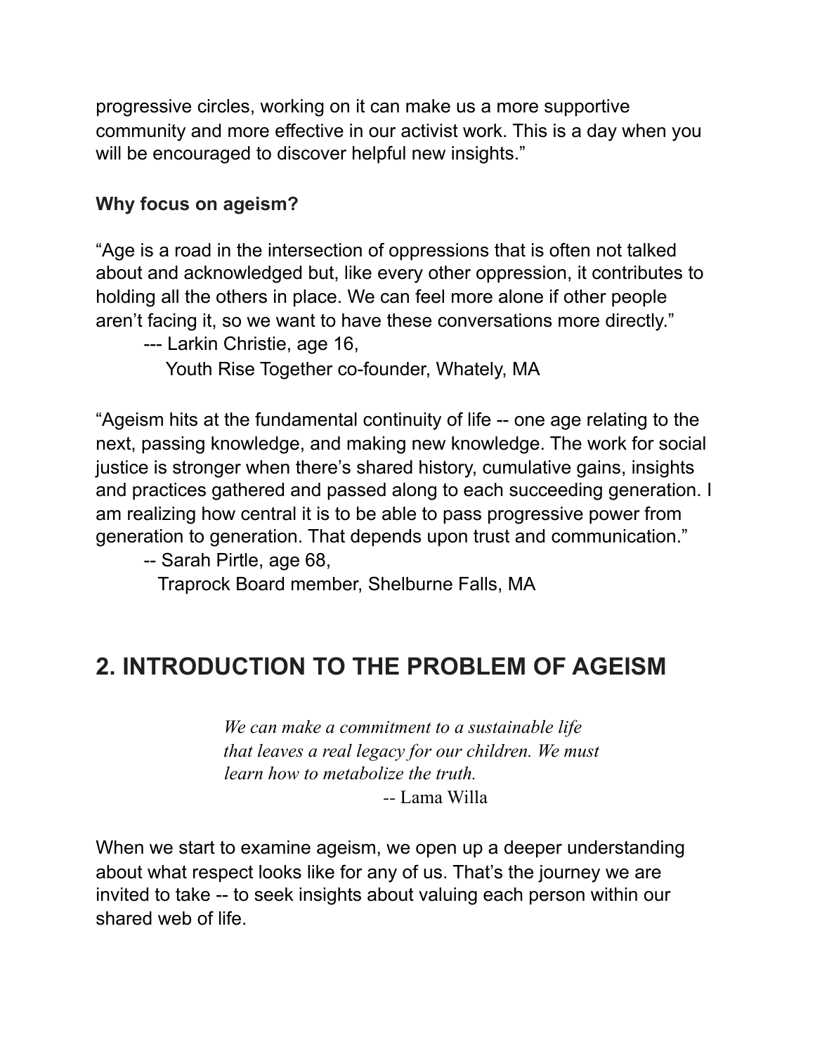progressive circles, working on it can make us a more supportive community and more effective in our activist work. This is a day when you will be encouraged to discover helpful new insights."

**Why focus on ageism?**

"Age is a road in the intersection of oppressions that is often not talked about and acknowledged but, like every other oppression, it contributes to holding all the others in place. We can feel more alone if other people aren't facing it, so we want to have these conversations more directly."

--- Larkin Christie, age 16,
Youth Rise Together co-founder, Whately, MA

"Ageism hits at the fundamental continuity of life -- one age relating to the next, passing knowledge, and making new knowledge. The work for social justice is stronger when there's shared history, cumulative gains, insights and practices gathered and passed along to each succeeding generation. I am realizing how central it is to be able to pass progressive power from generation to generation. That depends upon trust and communication."

-- Sarah Pirtle, age 68,
Traprock Board member, Shelburne Falls, MA

## 2. INTRODUCTION TO THE PROBLEM OF AGEISM

*We can make a commitment to a sustainable life that leaves a real legacy for our children. We must learn how to metabolize the truth.*

-- Lama Willa

When we start to examine ageism, we open up a deeper understanding about what respect looks like for any of us. That's the journey we are invited to take -- to seek insights about valuing each person within our shared web of life.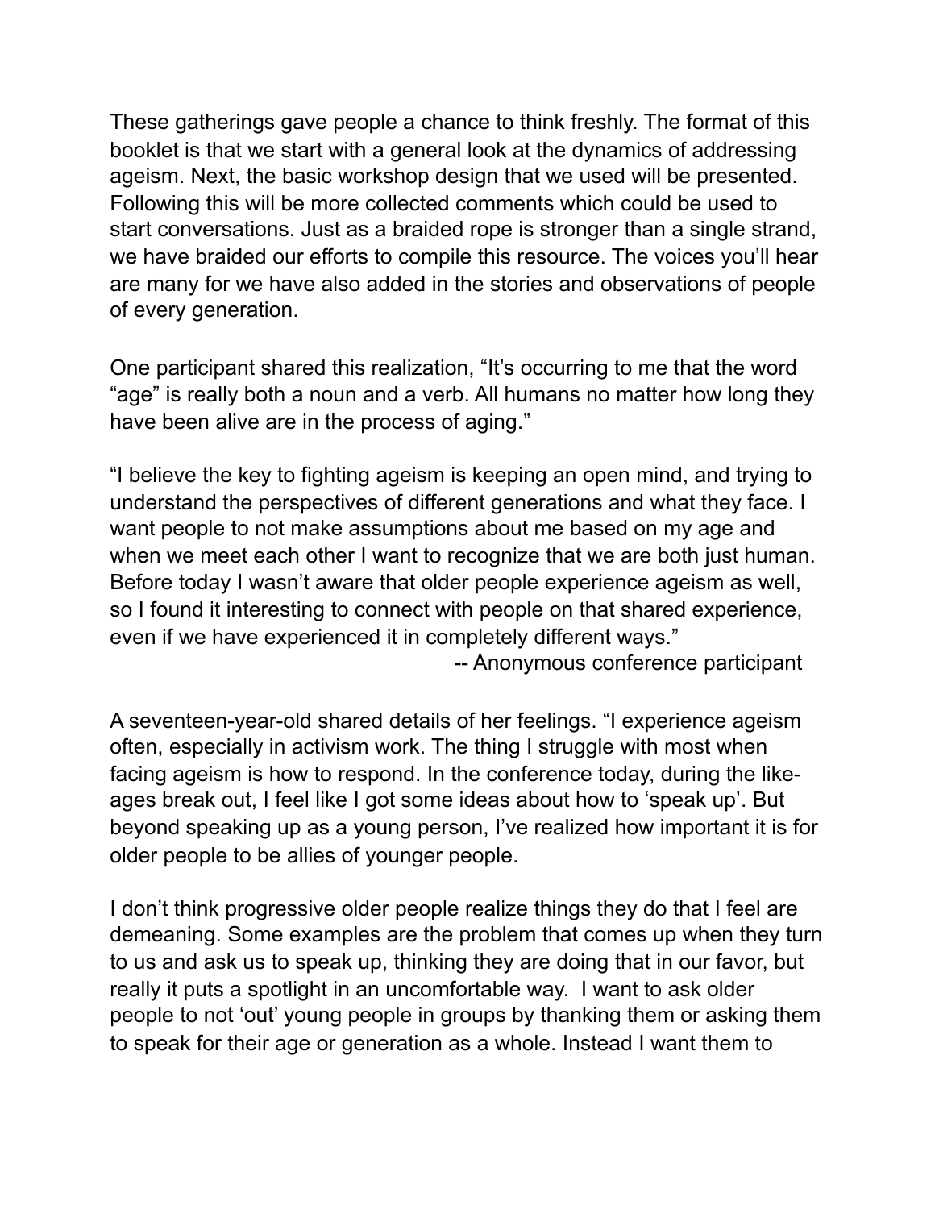These gatherings gave people a chance to think freshly. The format of this booklet is that we start with a general look at the dynamics of addressing ageism. Next, the basic workshop design that we used will be presented. Following this will be more collected comments which could be used to start conversations. Just as a braided rope is stronger than a single strand, we have braided our efforts to compile this resource. The voices you'll hear are many for we have also added in the stories and observations of people of every generation.

One participant shared this realization, "It's occurring to me that the word "age" is really both a noun and a verb. All humans no matter how long they have been alive are in the process of aging."

"I believe the key to fighting ageism is keeping an open mind, and trying to understand the perspectives of different generations and what they face. I want people to not make assumptions about me based on my age and when we meet each other I want to recognize that we are both just human. Before today I wasn't aware that older people experience ageism as well, so I found it interesting to connect with people on that shared experience, even if we have experienced it in completely different ways."

-- Anonymous conference participant

A seventeen-year-old shared details of her feelings. "I experience ageism often, especially in activism work. The thing I struggle with most when facing ageism is how to respond. In the conference today, during the like-ages break out, I feel like I got some ideas about how to 'speak up'. But beyond speaking up as a young person, I've realized how important it is for older people to be allies of younger people.

I don't think progressive older people realize things they do that I feel are demeaning. Some examples are the problem that comes up when they turn to us and ask us to speak up, thinking they are doing that in our favor, but really it puts a spotlight in an uncomfortable way. I want to ask older people to not 'out' young people in groups by thanking them or asking them to speak for their age or generation as a whole. Instead I want them to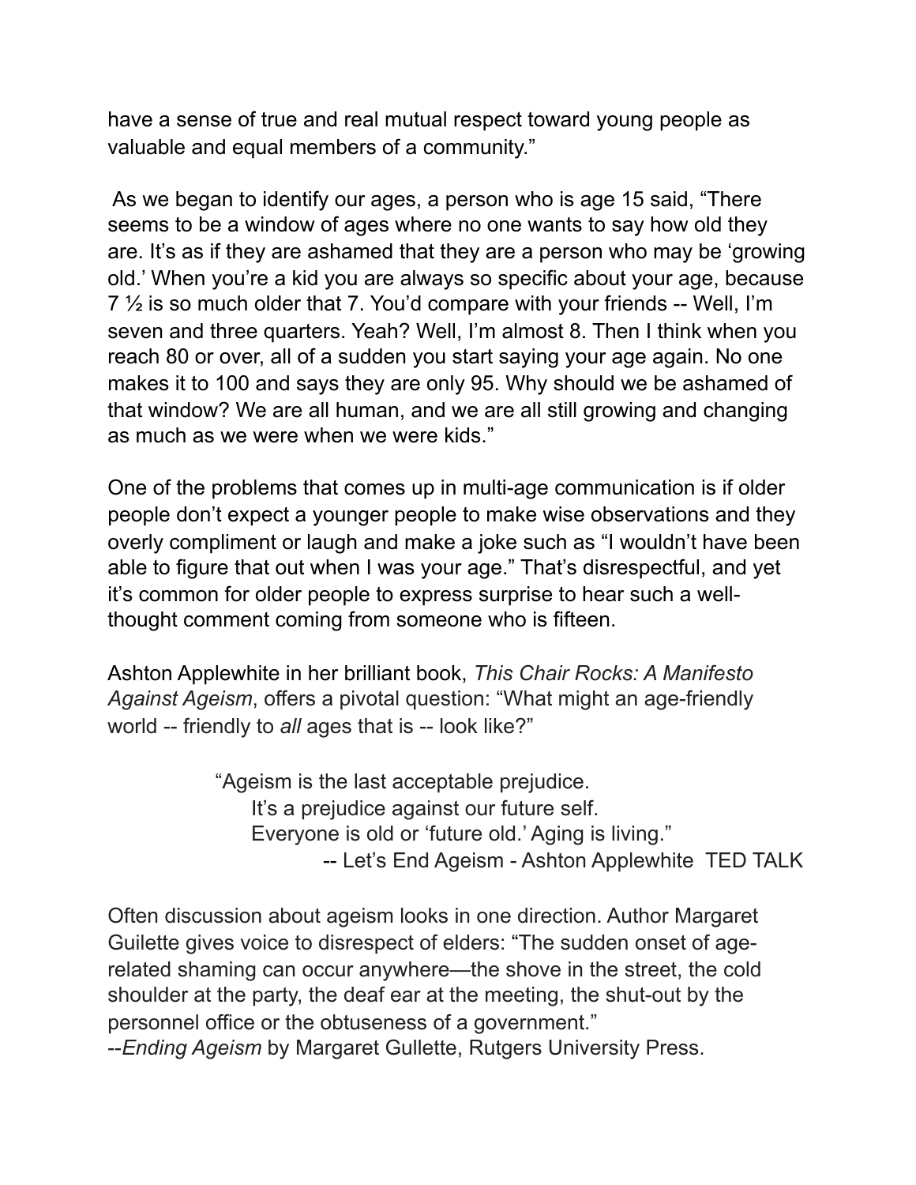have a sense of true and real mutual respect toward young people as valuable and equal members of a community."

As we began to identify our ages, a person who is age 15 said, "There seems to be a window of ages where no one wants to say how old they are. It's as if they are ashamed that they are a person who may be 'growing old.' When you're a kid you are always so specific about your age, because 7 ½ is so much older that 7. You'd compare with your friends -- Well, I'm seven and three quarters. Yeah? Well, I'm almost 8. Then I think when you reach 80 or over, all of a sudden you start saying your age again. No one makes it to 100 and says they are only 95. Why should we be ashamed of that window? We are all human, and we are all still growing and changing as much as we were when we were kids."

One of the problems that comes up in multi-age communication is if older people don't expect a younger people to make wise observations and they overly compliment or laugh and make a joke such as "I wouldn't have been able to figure that out when I was your age." That's disrespectful, and yet it's common for older people to express surprise to hear such a well-thought comment coming from someone who is fifteen.

Ashton Applewhite in her brilliant book, *This Chair Rocks: A Manifesto Against Ageism*, offers a pivotal question: "What might an age-friendly world -- friendly to *all* ages that is -- look like?"

> "Ageism is the last acceptable prejudice.
> It's a prejudice against our future self.
> Everyone is old or 'future old.' Aging is living."
> -- Let's End Ageism - Ashton Applewhite TED TALK

Often discussion about ageism looks in one direction. Author Margaret Guilette gives voice to disrespect of elders: "The sudden onset of age-related shaming can occur anywhere—the shove in the street, the cold shoulder at the party, the deaf ear at the meeting, the shut-out by the personnel office or the obtuseness of a government."
--*Ending Ageism* by Margaret Gullette, Rutgers University Press.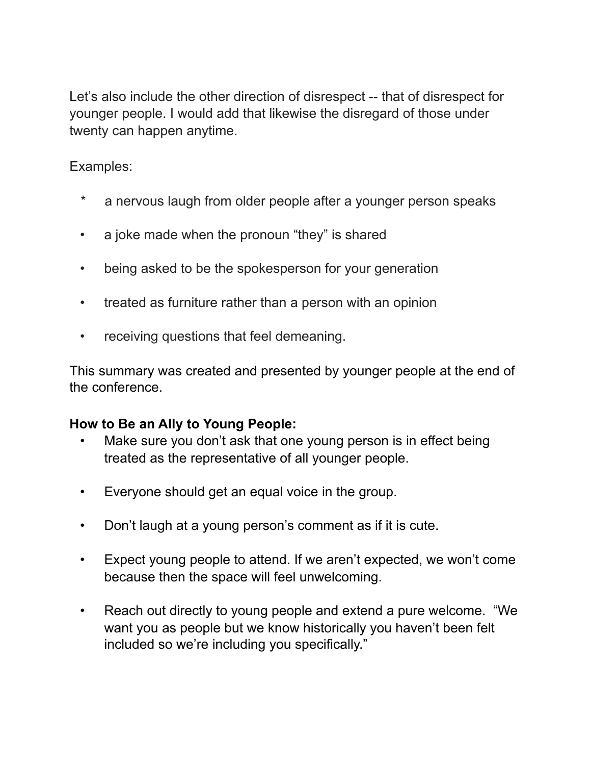Let's also include the other direction of disrespect -- that of disrespect for younger people. I would add that likewise the disregard of those under twenty can happen anytime.

Examples:

* a nervous laugh from older people after a younger person speaks
* a joke made when the pronoun "they" is shared
* being asked to be the spokesperson for your generation
* treated as furniture rather than a person with an opinion
* receiving questions that feel demeaning.

This summary was created and presented by younger people at the end of the conference.

**How to Be an Ally to Young People:**

- Make sure you don't ask that one young person is in effect being treated as the representative of all younger people.
- Everyone should get an equal voice in the group.
- Don't laugh at a young person's comment as if it is cute.
- Expect young people to attend. If we aren't expected, we won't come because then the space will feel unwelcoming.
- Reach out directly to young people and extend a pure welcome. "We want you as people but we know historically you haven't been felt included so we're including you specifically."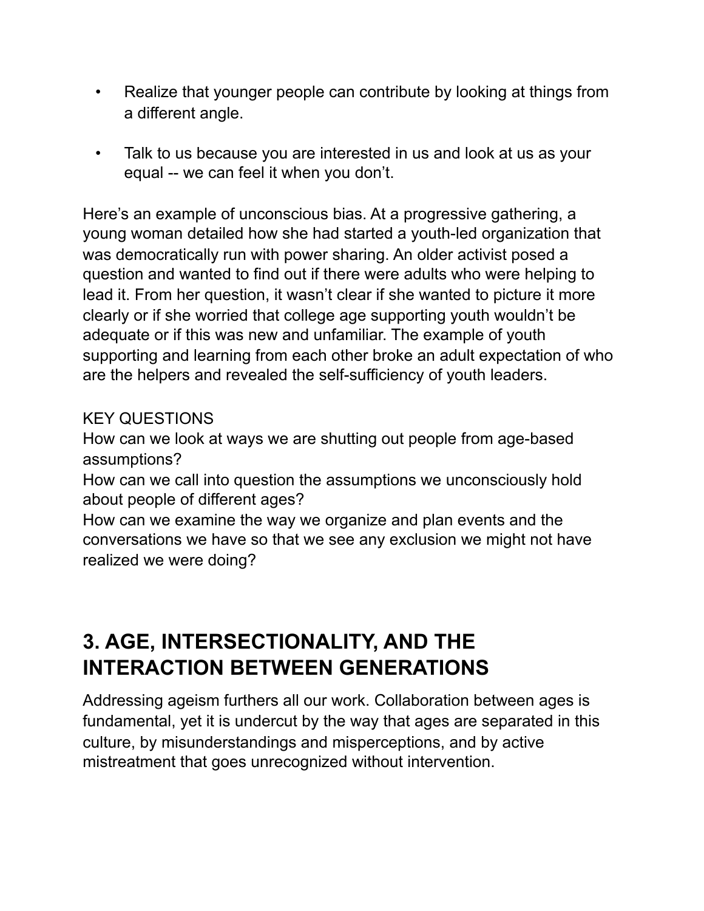- Realize that younger people can contribute by looking at things from a different angle.

- Talk to us because you are interested in us and look at us as your equal -- we can feel it when you don't.

Here's an example of unconscious bias. At a progressive gathering, a young woman detailed how she had started a youth-led organization that was democratically run with power sharing. An older activist posed a question and wanted to find out if there were adults who were helping to lead it. From her question, it wasn't clear if she wanted to picture it more clearly or if she worried that college age supporting youth wouldn't be adequate or if this was new and unfamiliar. The example of youth supporting and learning from each other broke an adult expectation of who are the helpers and revealed the self-sufficiency of youth leaders.

KEY QUESTIONS

How can we look at ways we are shutting out people from age-based assumptions?

How can we call into question the assumptions we unconsciously hold about people of different ages?

How can we examine the way we organize and plan events and the conversations we have so that we see any exclusion we might not have realized we were doing?

## 3. AGE, INTERSECTIONALITY, AND THE INTERACTION BETWEEN GENERATIONS

Addressing ageism furthers all our work. Collaboration between ages is fundamental, yet it is undercut by the way that ages are separated in this culture, by misunderstandings and misperceptions, and by active mistreatment that goes unrecognized without intervention.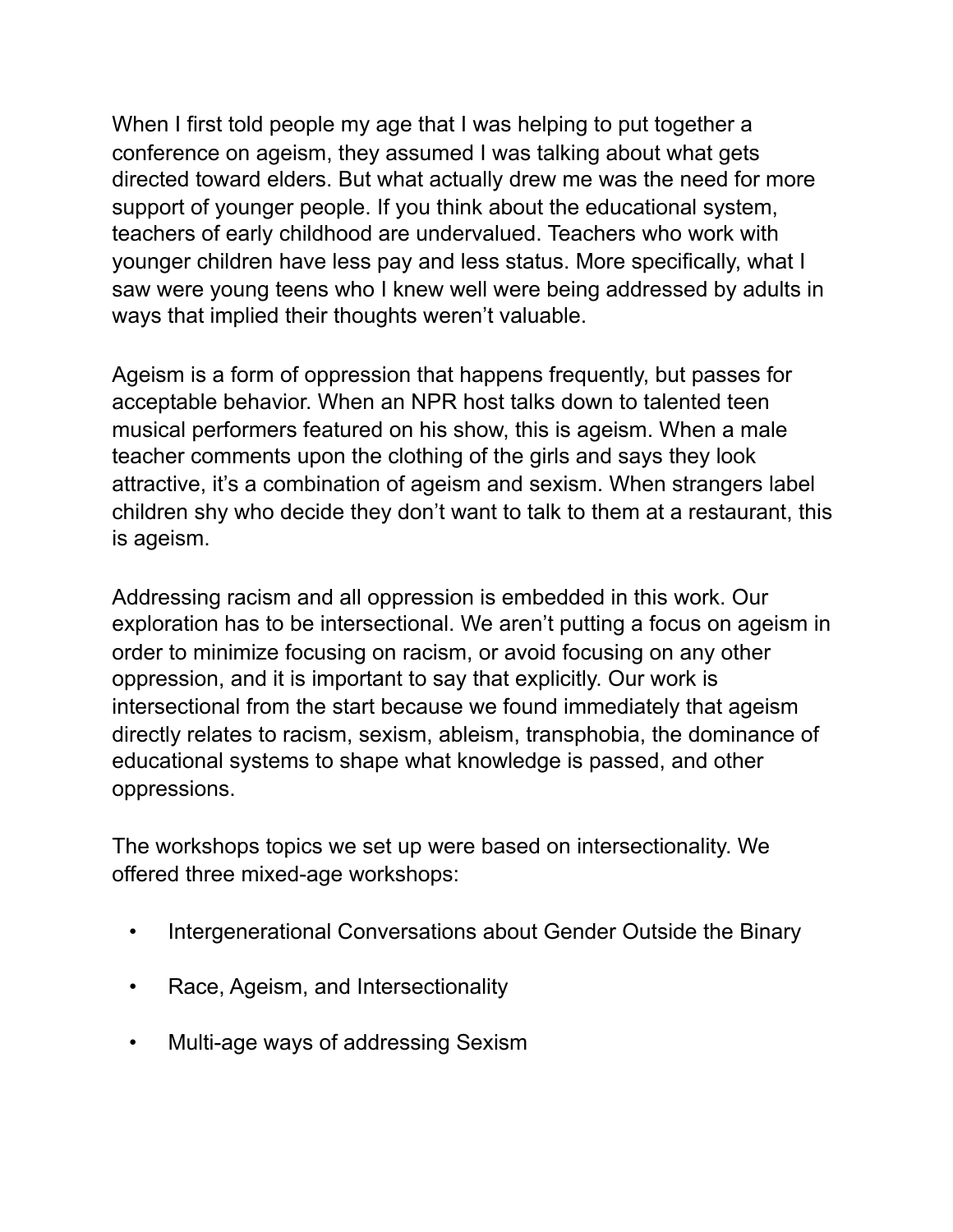When I first told people my age that I was helping to put together a conference on ageism, they assumed I was talking about what gets directed toward elders. But what actually drew me was the need for more support of younger people. If you think about the educational system, teachers of early childhood are undervalued. Teachers who work with younger children have less pay and less status. More specifically, what I saw were young teens who I knew well were being addressed by adults in ways that implied their thoughts weren't valuable.

Ageism is a form of oppression that happens frequently, but passes for acceptable behavior. When an NPR host talks down to talented teen musical performers featured on his show, this is ageism. When a male teacher comments upon the clothing of the girls and says they look attractive, it's a combination of ageism and sexism. When strangers label children shy who decide they don't want to talk to them at a restaurant, this is ageism.

Addressing racism and all oppression is embedded in this work. Our exploration has to be intersectional. We aren't putting a focus on ageism in order to minimize focusing on racism, or avoid focusing on any other oppression, and it is important to say that explicitly. Our work is intersectional from the start because we found immediately that ageism directly relates to racism, sexism, ableism, transphobia, the dominance of educational systems to shape what knowledge is passed, and other oppressions.

The workshops topics we set up were based on intersectionality. We offered three mixed-age workshops:

- Intergenerational Conversations about Gender Outside the Binary
- Race, Ageism, and Intersectionality
- Multi-age ways of addressing Sexism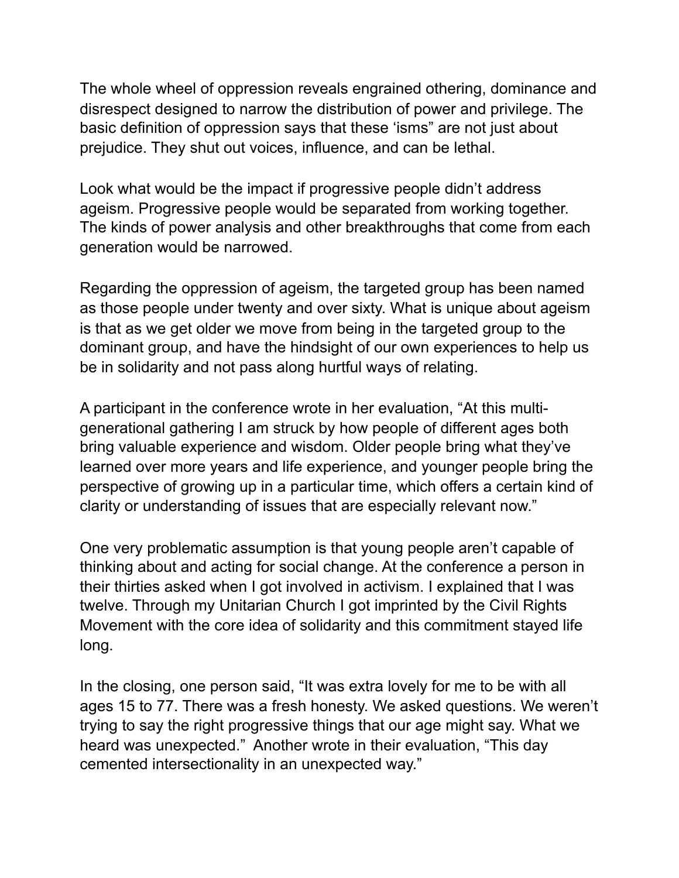The whole wheel of oppression reveals engrained othering, dominance and disrespect designed to narrow the distribution of power and privilege. The basic definition of oppression says that these 'isms" are not just about prejudice. They shut out voices, influence, and can be lethal.

Look what would be the impact if progressive people didn't address ageism. Progressive people would be separated from working together. The kinds of power analysis and other breakthroughs that come from each generation would be narrowed.

Regarding the oppression of ageism, the targeted group has been named as those people under twenty and over sixty. What is unique about ageism is that as we get older we move from being in the targeted group to the dominant group, and have the hindsight of our own experiences to help us be in solidarity and not pass along hurtful ways of relating.

A participant in the conference wrote in her evaluation, "At this multi-generational gathering I am struck by how people of different ages both bring valuable experience and wisdom. Older people bring what they've learned over more years and life experience, and younger people bring the perspective of growing up in a particular time, which offers a certain kind of clarity or understanding of issues that are especially relevant now."

One very problematic assumption is that young people aren't capable of thinking about and acting for social change. At the conference a person in their thirties asked when I got involved in activism. I explained that I was twelve. Through my Unitarian Church I got imprinted by the Civil Rights Movement with the core idea of solidarity and this commitment stayed life long.

In the closing, one person said, "It was extra lovely for me to be with all ages 15 to 77. There was a fresh honesty. We asked questions. We weren't trying to say the right progressive things that our age might say. What we heard was unexpected." Another wrote in their evaluation, "This day cemented intersectionality in an unexpected way."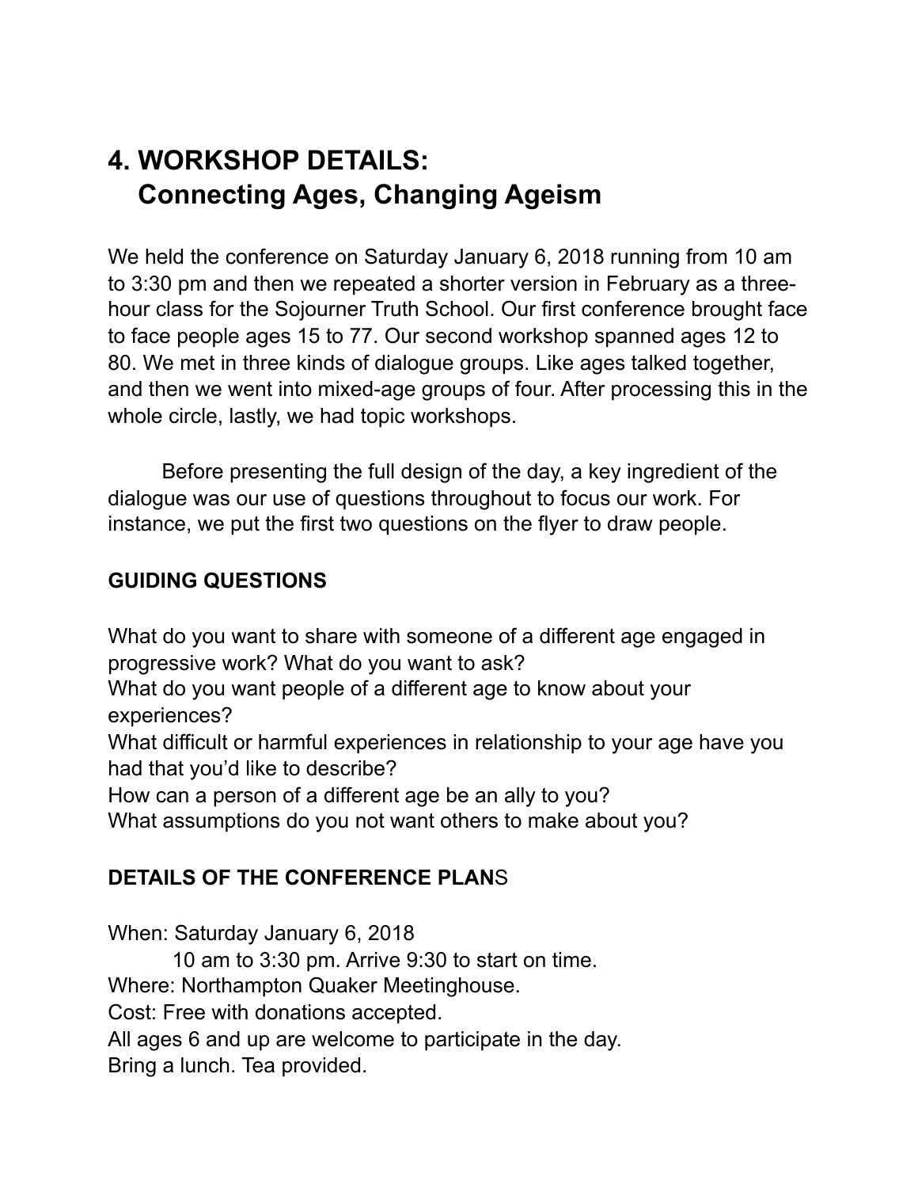# 4. WORKSHOP DETAILS: Connecting Ages, Changing Ageism

We held the conference on Saturday January 6, 2018 running from 10 am to 3:30 pm and then we repeated a shorter version in February as a three-hour class for the Sojourner Truth School. Our first conference brought face to face people ages 15 to 77. Our second workshop spanned ages 12 to 80. We met in three kinds of dialogue groups. Like ages talked together, and then we went into mixed-age groups of four. After processing this in the whole circle, lastly, we had topic workshops.

Before presenting the full design of the day, a key ingredient of the dialogue was our use of questions throughout to focus our work. For instance, we put the first two questions on the flyer to draw people.

**GUIDING QUESTIONS**

What do you want to share with someone of a different age engaged in progressive work? What do you want to ask?
What do you want people of a different age to know about your experiences?
What difficult or harmful experiences in relationship to your age have you had that you'd like to describe?
How can a person of a different age be an ally to you?
What assumptions do you not want others to make about you?

**DETAILS OF THE CONFERENCE PLANS**

When: Saturday January 6, 2018
10 am to 3:30 pm. Arrive 9:30 to start on time.
Where: Northampton Quaker Meetinghouse.
Cost: Free with donations accepted.
All ages 6 and up are welcome to participate in the day.
Bring a lunch. Tea provided.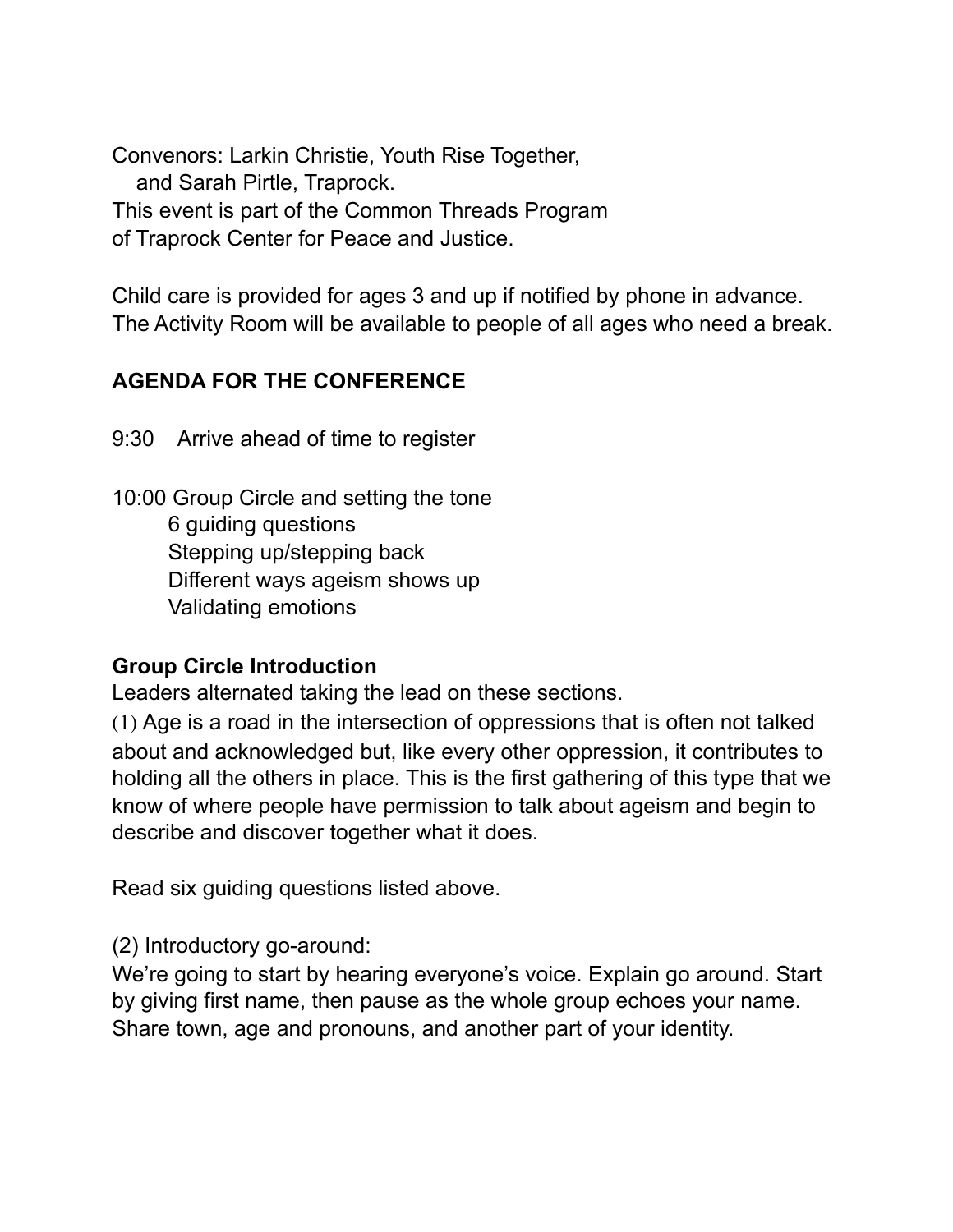Convenors: Larkin Christie, Youth Rise Together,
and Sarah Pirtle, Traprock.
This event is part of the Common Threads Program
of Traprock Center for Peace and Justice.

Child care is provided for ages 3 and up if notified by phone in advance.
The Activity Room will be available to people of all ages who need a break.

## AGENDA FOR THE CONFERENCE

9:30 Arrive ahead of time to register

10:00 Group Circle and setting the tone
- 6 guiding questions
- Stepping up/stepping back
- Different ways ageism shows up
- Validating emotions

**Group Circle Introduction**
Leaders alternated taking the lead on these sections.
(1) Age is a road in the intersection of oppressions that is often not talked about and acknowledged but, like every other oppression, it contributes to holding all the others in place. This is the first gathering of this type that we know of where people have permission to talk about ageism and begin to describe and discover together what it does.

Read six guiding questions listed above.

(2) Introductory go-around:
We're going to start by hearing everyone's voice. Explain go around. Start by giving first name, then pause as the whole group echoes your name. Share town, age and pronouns, and another part of your identity.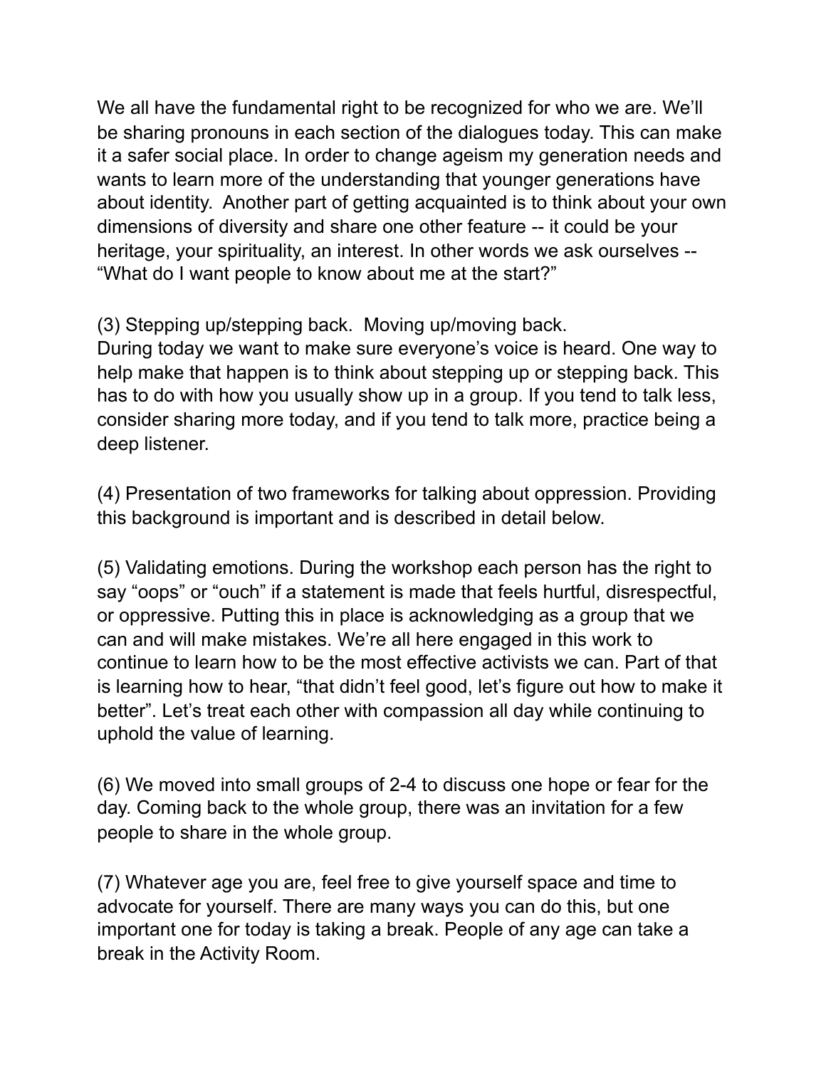We all have the fundamental right to be recognized for who we are. We'll be sharing pronouns in each section of the dialogues today. This can make it a safer social place. In order to change ageism my generation needs and wants to learn more of the understanding that younger generations have about identity. Another part of getting acquainted is to think about your own dimensions of diversity and share one other feature -- it could be your heritage, your spirituality, an interest. In other words we ask ourselves -- "What do I want people to know about me at the start?"

(3) Stepping up/stepping back. Moving up/moving back.
During today we want to make sure everyone's voice is heard. One way to help make that happen is to think about stepping up or stepping back. This has to do with how you usually show up in a group. If you tend to talk less, consider sharing more today, and if you tend to talk more, practice being a deep listener.

(4) Presentation of two frameworks for talking about oppression. Providing this background is important and is described in detail below.

(5) Validating emotions. During the workshop each person has the right to say "oops" or "ouch" if a statement is made that feels hurtful, disrespectful, or oppressive. Putting this in place is acknowledging as a group that we can and will make mistakes. We're all here engaged in this work to continue to learn how to be the most effective activists we can. Part of that is learning how to hear, "that didn't feel good, let's figure out how to make it better". Let's treat each other with compassion all day while continuing to uphold the value of learning.

(6) We moved into small groups of 2-4 to discuss one hope or fear for the day. Coming back to the whole group, there was an invitation for a few people to share in the whole group.

(7) Whatever age you are, feel free to give yourself space and time to advocate for yourself. There are many ways you can do this, but one important one for today is taking a break. People of any age can take a break in the Activity Room.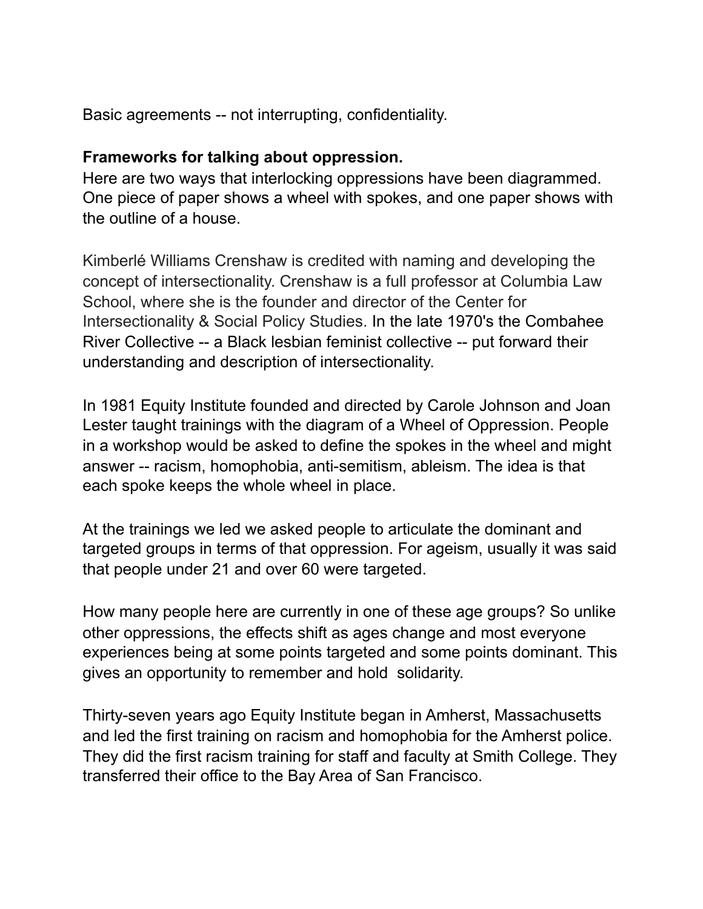Basic agreements -- not interrupting, confidentiality.

**Frameworks for talking about oppression.**
Here are two ways that interlocking oppressions have been diagrammed. One piece of paper shows a wheel with spokes, and one paper shows with the outline of a house.

Kimberlé Williams Crenshaw is credited with naming and developing the concept of intersectionality. Crenshaw is a full professor at Columbia Law School, where she is the founder and director of the Center for Intersectionality & Social Policy Studies. In the late 1970's the Combahee River Collective -- a Black lesbian feminist collective -- put forward their understanding and description of intersectionality.

In 1981 Equity Institute founded and directed by Carole Johnson and Joan Lester taught trainings with the diagram of a Wheel of Oppression. People in a workshop would be asked to define the spokes in the wheel and might answer -- racism, homophobia, anti-semitism, ableism. The idea is that each spoke keeps the whole wheel in place.

At the trainings we led we asked people to articulate the dominant and targeted groups in terms of that oppression. For ageism, usually it was said that people under 21 and over 60 were targeted.

How many people here are currently in one of these age groups? So unlike other oppressions, the effects shift as ages change and most everyone experiences being at some points targeted and some points dominant. This gives an opportunity to remember and hold solidarity.

Thirty-seven years ago Equity Institute began in Amherst, Massachusetts and led the first training on racism and homophobia for the Amherst police. They did the first racism training for staff and faculty at Smith College. They transferred their office to the Bay Area of San Francisco.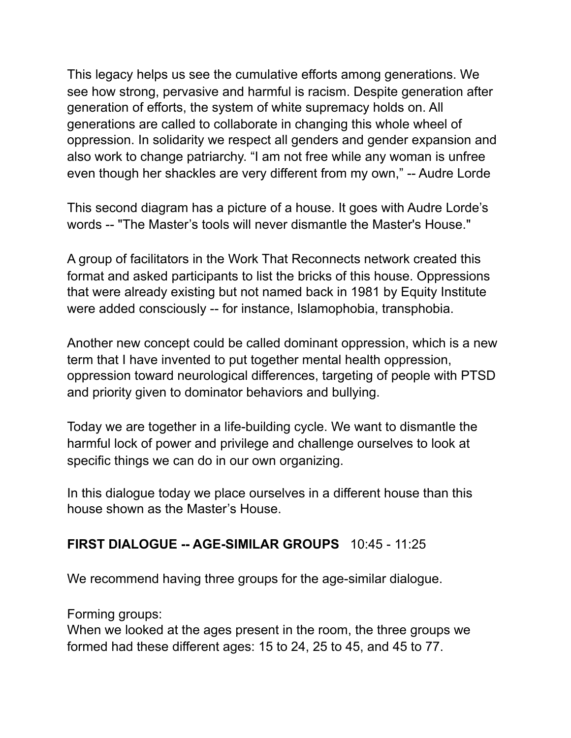This legacy helps us see the cumulative efforts among generations. We see how strong, pervasive and harmful is racism. Despite generation after generation of efforts, the system of white supremacy holds on. All generations are called to collaborate in changing this whole wheel of oppression. In solidarity we respect all genders and gender expansion and also work to change patriarchy. “I am not free while any woman is unfree even though her shackles are very different from my own,” -- Audre Lorde

This second diagram has a picture of a house. It goes with Audre Lorde’s words -- "The Master’s tools will never dismantle the Master's House."

A group of facilitators in the Work That Reconnects network created this format and asked participants to list the bricks of this house. Oppressions that were already existing but not named back in 1981 by Equity Institute were added consciously -- for instance, Islamophobia, transphobia.

Another new concept could be called dominant oppression, which is a new term that I have invented to put together mental health oppression, oppression toward neurological differences, targeting of people with PTSD and priority given to dominator behaviors and bullying.

Today we are together in a life-building cycle. We want to dismantle the harmful lock of power and privilege and challenge ourselves to look at specific things we can do in our own organizing.

In this dialogue today we place ourselves in a different house than this house shown as the Master’s House.

**FIRST DIALOGUE -- AGE-SIMILAR GROUPS** 10:45 - 11:25

We recommend having three groups for the age-similar dialogue.

Forming groups:
When we looked at the ages present in the room, the three groups we formed had these different ages: 15 to 24, 25 to 45, and 45 to 77.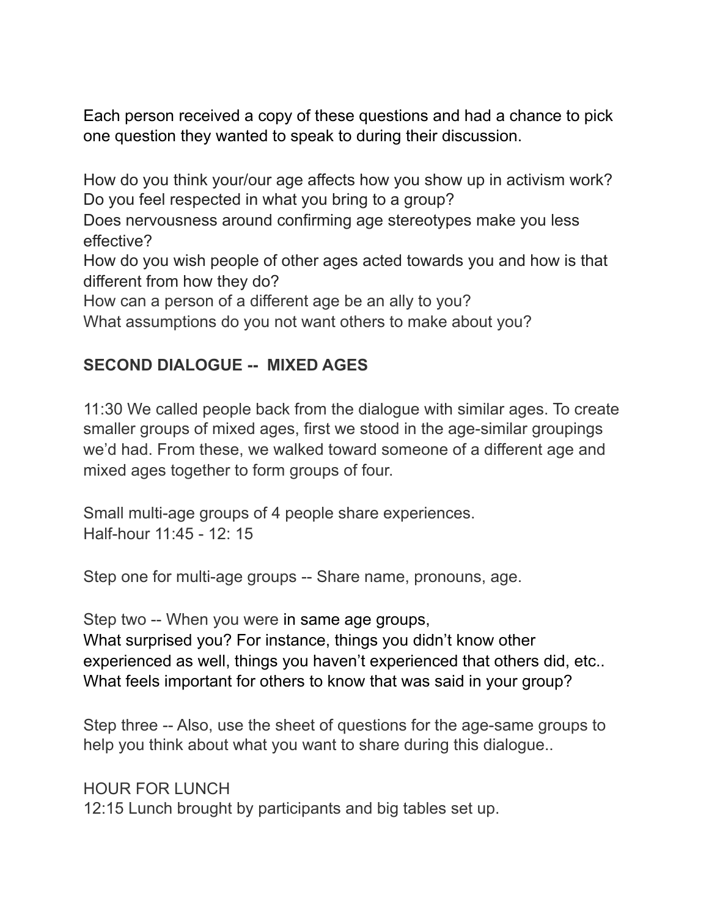Each person received a copy of these questions and had a chance to pick one question they wanted to speak to during their discussion.

How do you think your/our age affects how you show up in activism work?
Do you feel respected in what you bring to a group?
Does nervousness around confirming age stereotypes make you less effective?
How do you wish people of other ages acted towards you and how is that different from how they do?
How can a person of a different age be an ally to you?
What assumptions do you not want others to make about you?

**SECOND DIALOGUE -- MIXED AGES**

11:30 We called people back from the dialogue with similar ages. To create smaller groups of mixed ages, first we stood in the age-similar groupings we'd had. From these, we walked toward someone of a different age and mixed ages together to form groups of four.

Small multi-age groups of 4 people share experiences.
Half-hour 11:45 - 12: 15

Step one for multi-age groups -- Share name, pronouns, age.

Step two -- When you were in same age groups,
What surprised you? For instance, things you didn't know other experienced as well, things you haven't experienced that others did, etc..
What feels important for others to know that was said in your group?

Step three -- Also, use the sheet of questions for the age-same groups to help you think about what you want to share during this dialogue..

HOUR FOR LUNCH
12:15 Lunch brought by participants and big tables set up.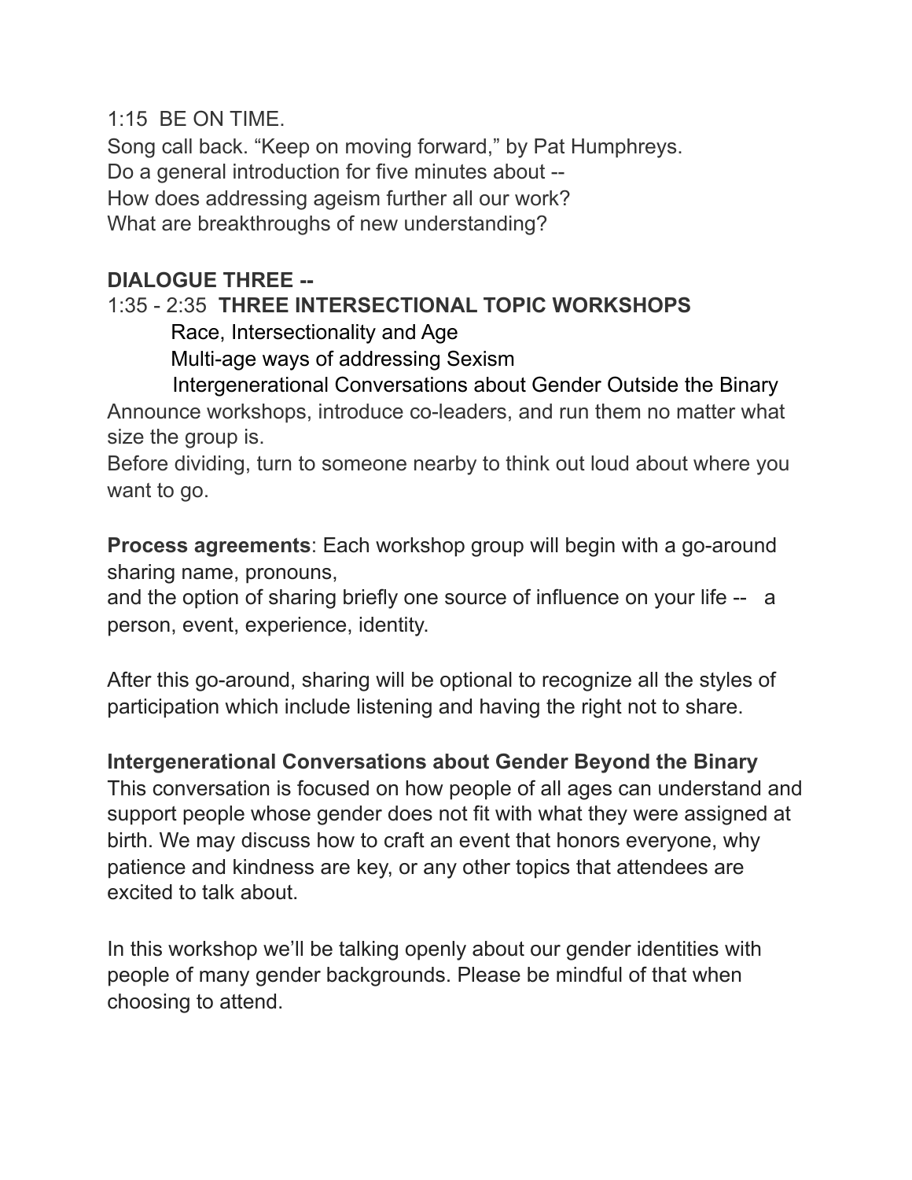1:15 BE ON TIME.
Song call back. "Keep on moving forward," by Pat Humphreys.
Do a general introduction for five minutes about --
How does addressing ageism further all our work?
What are breakthroughs of new understanding?

**DIALOGUE THREE --**
1:35 - 2:35 **THREE INTERSECTIONAL TOPIC WORKSHOPS**

- Race, Intersectionality and Age
- Multi-age ways of addressing Sexism
- Intergenerational Conversations about Gender Outside the Binary

Announce workshops, introduce co-leaders, and run them no matter what size the group is.
Before dividing, turn to someone nearby to think out loud about where you want to go.

**Process agreements**: Each workshop group will begin with a go-around sharing name, pronouns,
and the option of sharing briefly one source of influence on your life -- a person, event, experience, identity.

After this go-around, sharing will be optional to recognize all the styles of participation which include listening and having the right not to share.

**Intergenerational Conversations about Gender Beyond the Binary**
This conversation is focused on how people of all ages can understand and support people whose gender does not fit with what they were assigned at birth. We may discuss how to craft an event that honors everyone, why patience and kindness are key, or any other topics that attendees are excited to talk about.

In this workshop we'll be talking openly about our gender identities with people of many gender backgrounds. Please be mindful of that when choosing to attend.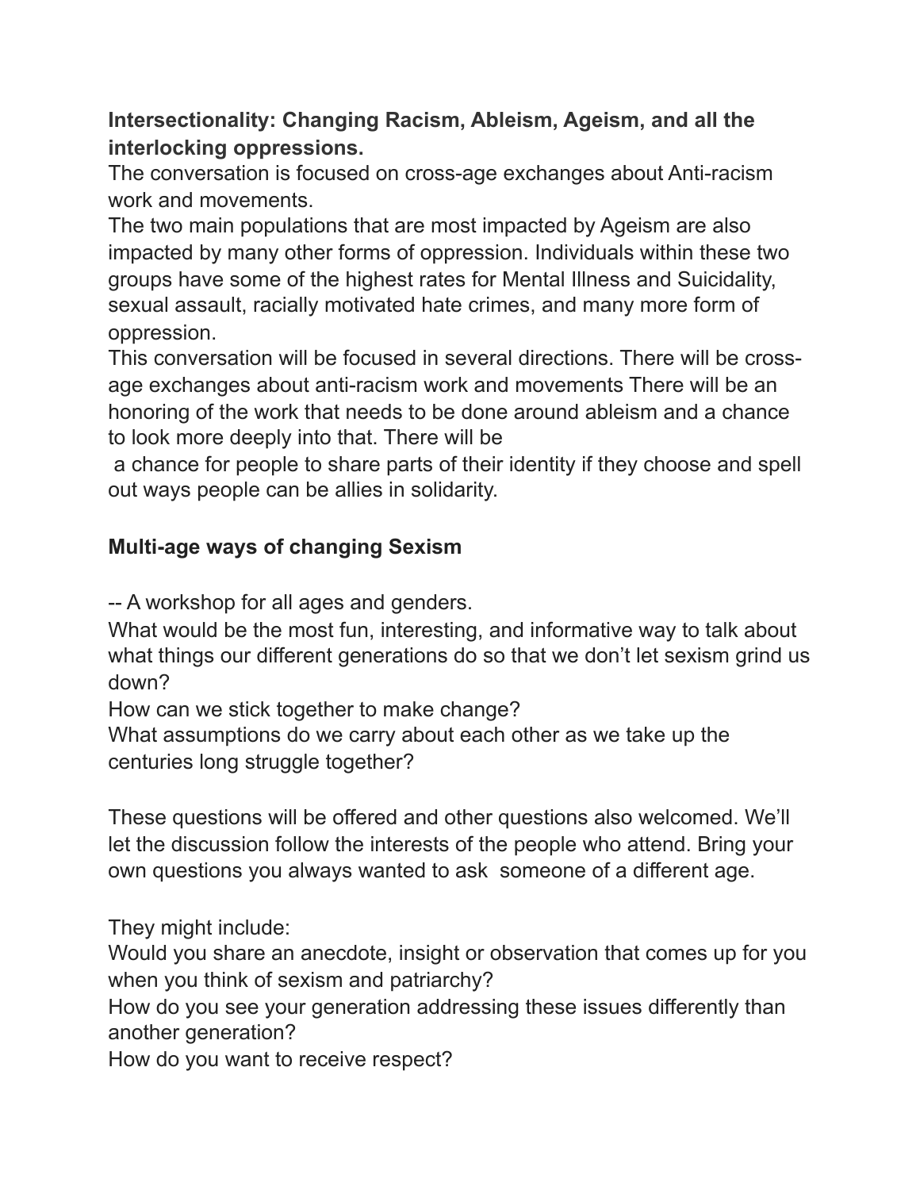**Intersectionality: Changing Racism, Ableism, Ageism, and all the interlocking oppressions.**

The conversation is focused on cross-age exchanges about Anti-racism work and movements.

The two main populations that are most impacted by Ageism are also impacted by many other forms of oppression. Individuals within these two groups have some of the highest rates for Mental Illness and Suicidality, sexual assault, racially motivated hate crimes, and many more form of oppression.

This conversation will be focused in several directions. There will be cross-age exchanges about anti-racism work and movements There will be an honoring of the work that needs to be done around ableism and a chance to look more deeply into that. There will be a chance for people to share parts of their identity if they choose and spell out ways people can be allies in solidarity.

**Multi-age ways of changing Sexism**

-- A workshop for all ages and genders.

What would be the most fun, interesting, and informative way to talk about what things our different generations do so that we don't let sexism grind us down?

How can we stick together to make change?

What assumptions do we carry about each other as we take up the centuries long struggle together?

These questions will be offered and other questions also welcomed. We'll let the discussion follow the interests of the people who attend. Bring your own questions you always wanted to ask someone of a different age.

They might include:

Would you share an anecdote, insight or observation that comes up for you when you think of sexism and patriarchy?

How do you see your generation addressing these issues differently than another generation?

How do you want to receive respect?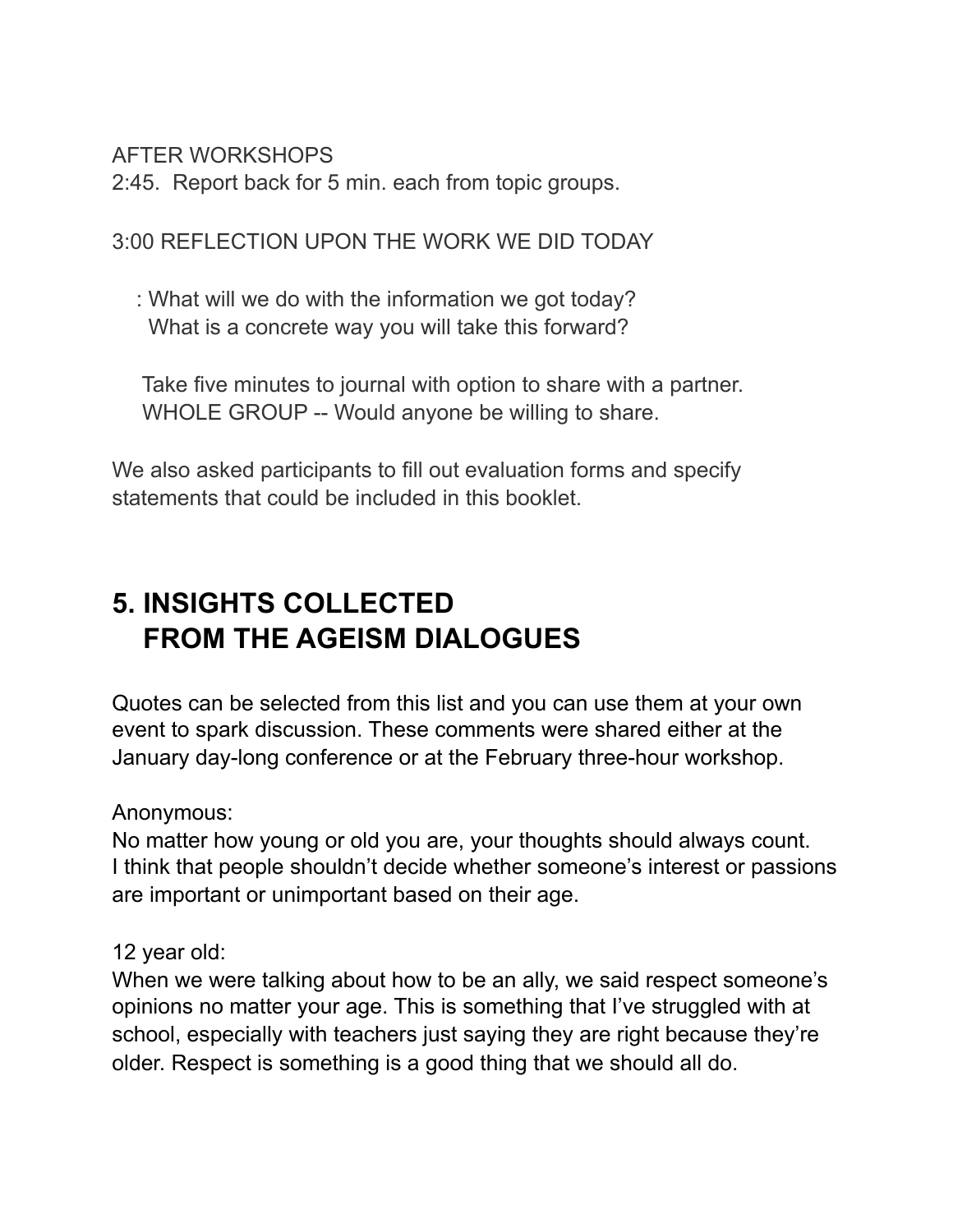AFTER WORKSHOPS

2:45. Report back for 5 min. each from topic groups.

3:00 REFLECTION UPON THE WORK WE DID TODAY

: What will we do with the information we got today?
What is a concrete way you will take this forward?

Take five minutes to journal with option to share with a partner.
WHOLE GROUP -- Would anyone be willing to share.

We also asked participants to fill out evaluation forms and specify statements that could be included in this booklet.

## 5. INSIGHTS COLLECTED FROM THE AGEISM DIALOGUES

Quotes can be selected from this list and you can use them at your own event to spark discussion. These comments were shared either at the January day-long conference or at the February three-hour workshop.

Anonymous:
No matter how young or old you are, your thoughts should always count. I think that people shouldn't decide whether someone's interest or passions are important or unimportant based on their age.

12 year old:
When we were talking about how to be an ally, we said respect someone's opinions no matter your age. This is something that I've struggled with at school, especially with teachers just saying they are right because they're older. Respect is something is a good thing that we should all do.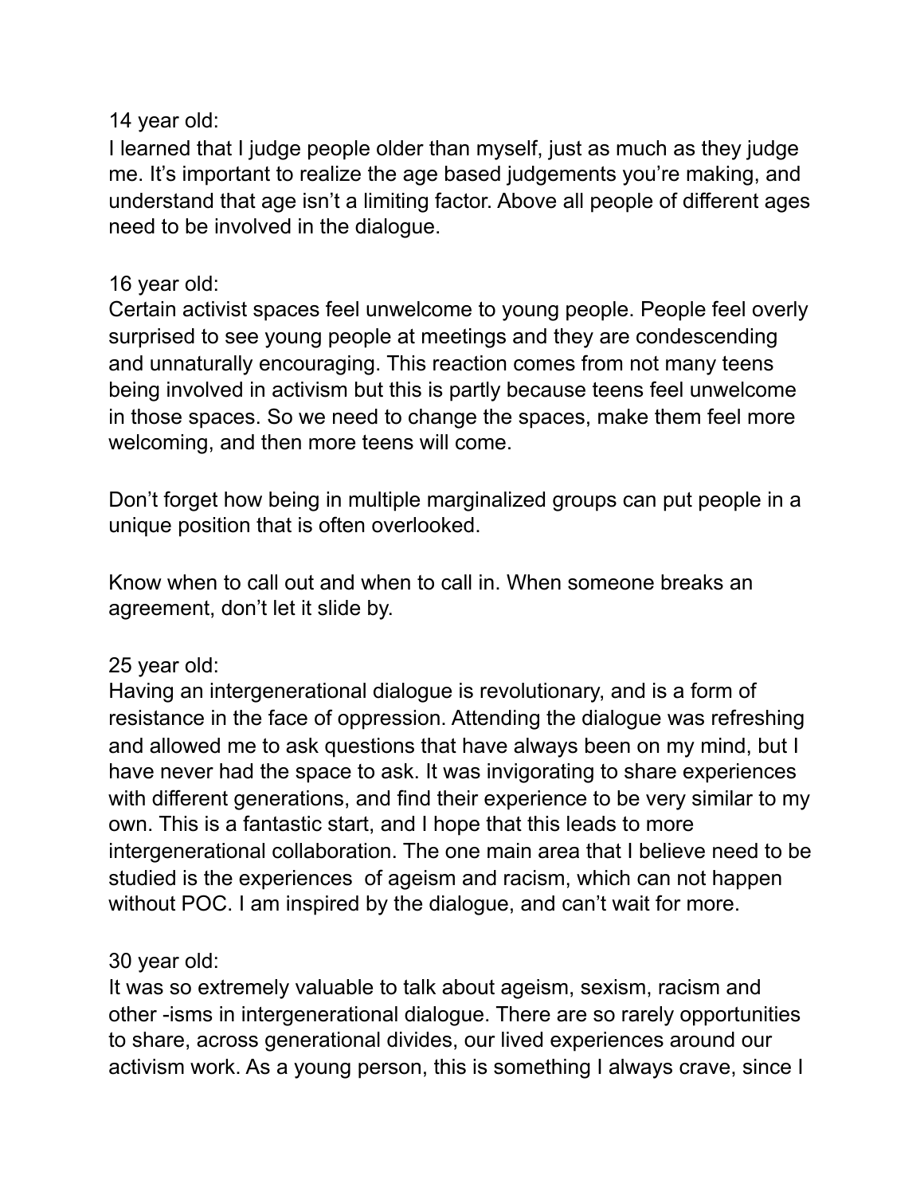14 year old:
I learned that I judge people older than myself, just as much as they judge me. It's important to realize the age based judgements you're making, and understand that age isn't a limiting factor. Above all people of different ages need to be involved in the dialogue.

16 year old:
Certain activist spaces feel unwelcome to young people. People feel overly surprised to see young people at meetings and they are condescending and unnaturally encouraging. This reaction comes from not many teens being involved in activism but this is partly because teens feel unwelcome in those spaces. So we need to change the spaces, make them feel more welcoming, and then more teens will come.

Don't forget how being in multiple marginalized groups can put people in a unique position that is often overlooked.

Know when to call out and when to call in. When someone breaks an agreement, don't let it slide by.

25 year old:
Having an intergenerational dialogue is revolutionary, and is a form of resistance in the face of oppression. Attending the dialogue was refreshing and allowed me to ask questions that have always been on my mind, but I have never had the space to ask. It was invigorating to share experiences with different generations, and find their experience to be very similar to my own. This is a fantastic start, and I hope that this leads to more intergenerational collaboration. The one main area that I believe need to be studied is the experiences of ageism and racism, which can not happen without POC. I am inspired by the dialogue, and can't wait for more.

30 year old:
It was so extremely valuable to talk about ageism, sexism, racism and other -isms in intergenerational dialogue. There are so rarely opportunities to share, across generational divides, our lived experiences around our activism work. As a young person, this is something I always crave, since I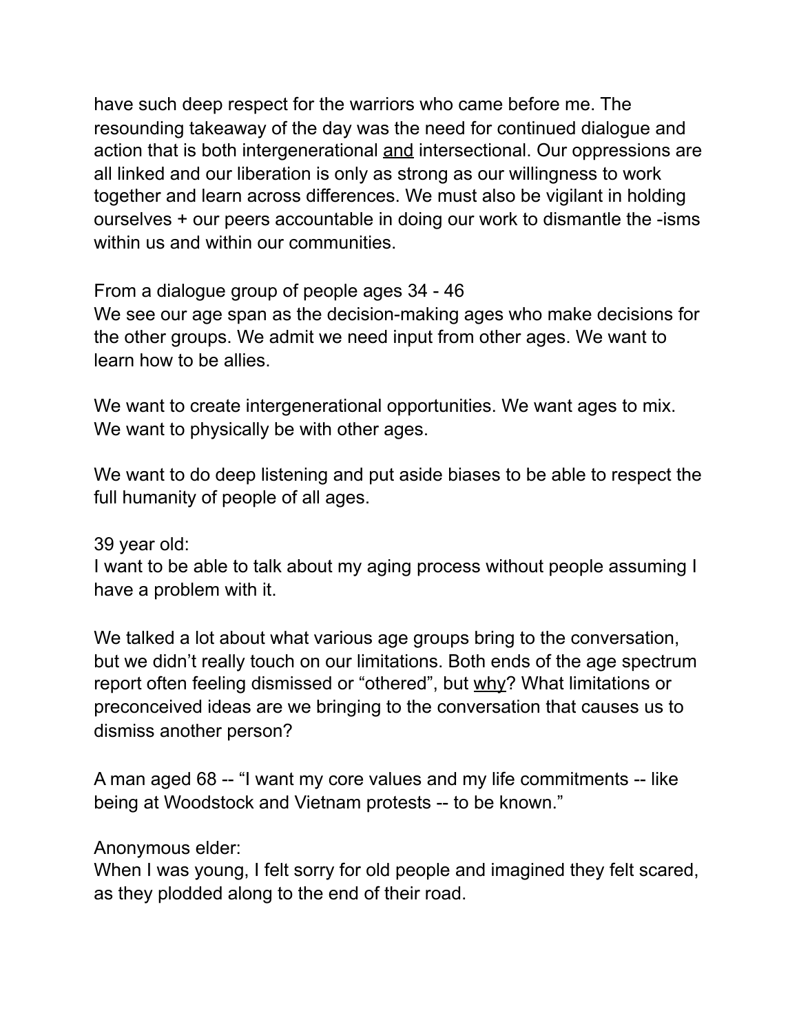have such deep respect for the warriors who came before me. The resounding takeaway of the day was the need for continued dialogue and action that is both intergenerational <u>and</u> intersectional. Our oppressions are all linked and our liberation is only as strong as our willingness to work together and learn across differences. We must also be vigilant in holding ourselves + our peers accountable in doing our work to dismantle the -isms within us and within our communities.

From a dialogue group of people ages 34 - 46
We see our age span as the decision-making ages who make decisions for the other groups. We admit we need input from other ages. We want to learn how to be allies.

We want to create intergenerational opportunities. We want ages to mix. We want to physically be with other ages.

We want to do deep listening and put aside biases to be able to respect the full humanity of people of all ages.

39 year old:
I want to be able to talk about my aging process without people assuming I have a problem with it.

We talked a lot about what various age groups bring to the conversation, but we didn't really touch on our limitations. Both ends of the age spectrum report often feeling dismissed or "othered", but <u>why</u>? What limitations or preconceived ideas are we bringing to the conversation that causes us to dismiss another person?

A man aged 68 -- "I want my core values and my life commitments -- like being at Woodstock and Vietnam protests -- to be known."

Anonymous elder:
When I was young, I felt sorry for old people and imagined they felt scared, as they plodded along to the end of their road.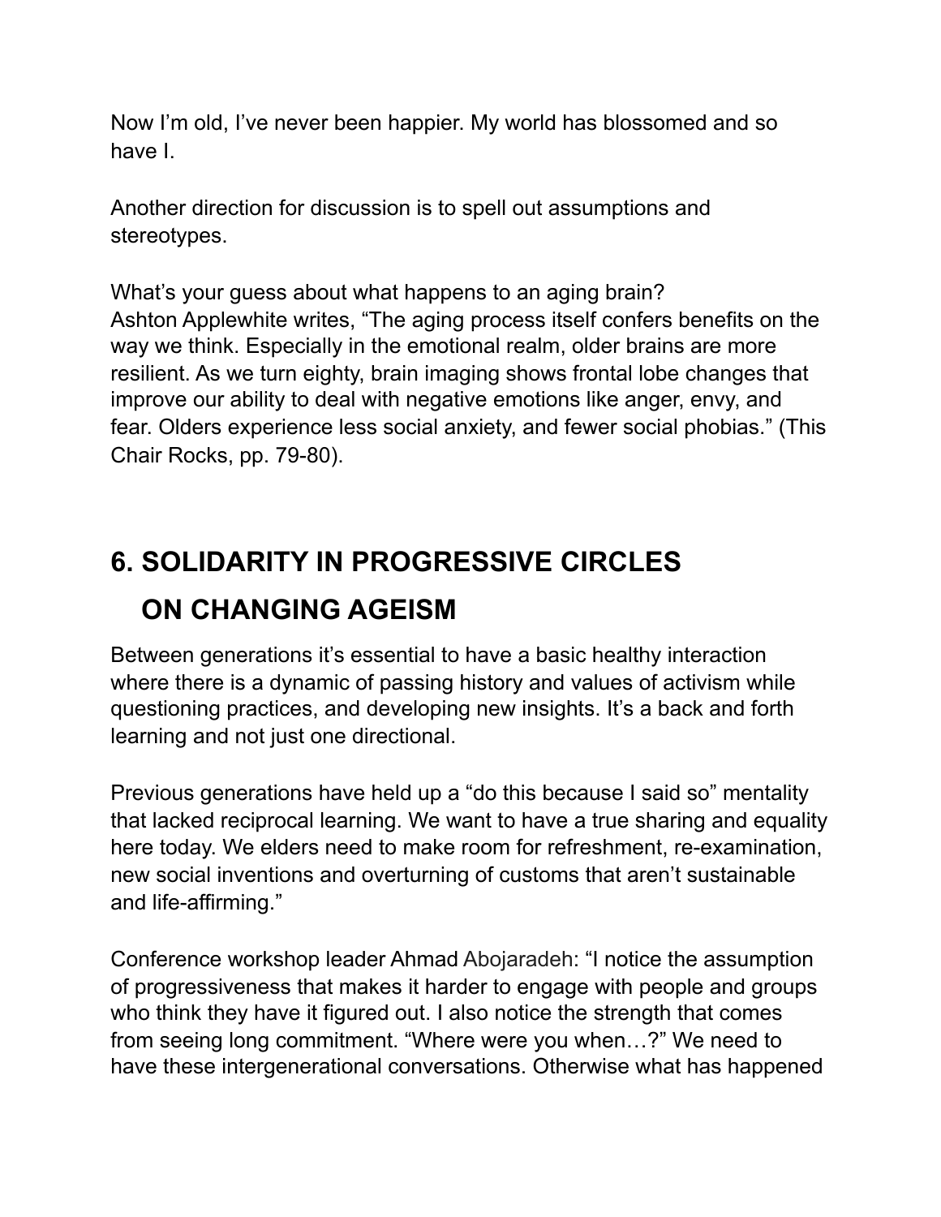Now I'm old, I've never been happier. My world has blossomed and so have I.

Another direction for discussion is to spell out assumptions and stereotypes.

What's your guess about what happens to an aging brain?
Ashton Applewhite writes, "The aging process itself confers benefits on the way we think. Especially in the emotional realm, older brains are more resilient. As we turn eighty, brain imaging shows frontal lobe changes that improve our ability to deal with negative emotions like anger, envy, and fear. Olders experience less social anxiety, and fewer social phobias." (This Chair Rocks, pp. 79-80).

## 6. SOLIDARITY IN PROGRESSIVE CIRCLES ON CHANGING AGEISM

Between generations it's essential to have a basic healthy interaction where there is a dynamic of passing history and values of activism while questioning practices, and developing new insights. It's a back and forth learning and not just one directional.

Previous generations have held up a "do this because I said so" mentality that lacked reciprocal learning. We want to have a true sharing and equality here today. We elders need to make room for refreshment, re-examination, new social inventions and overturning of customs that aren't sustainable and life-affirming."

Conference workshop leader Ahmad Abojaradeh: "I notice the assumption of progressiveness that makes it harder to engage with people and groups who think they have it figured out. I also notice the strength that comes from seeing long commitment. "Where were you when…?" We need to have these intergenerational conversations. Otherwise what has happened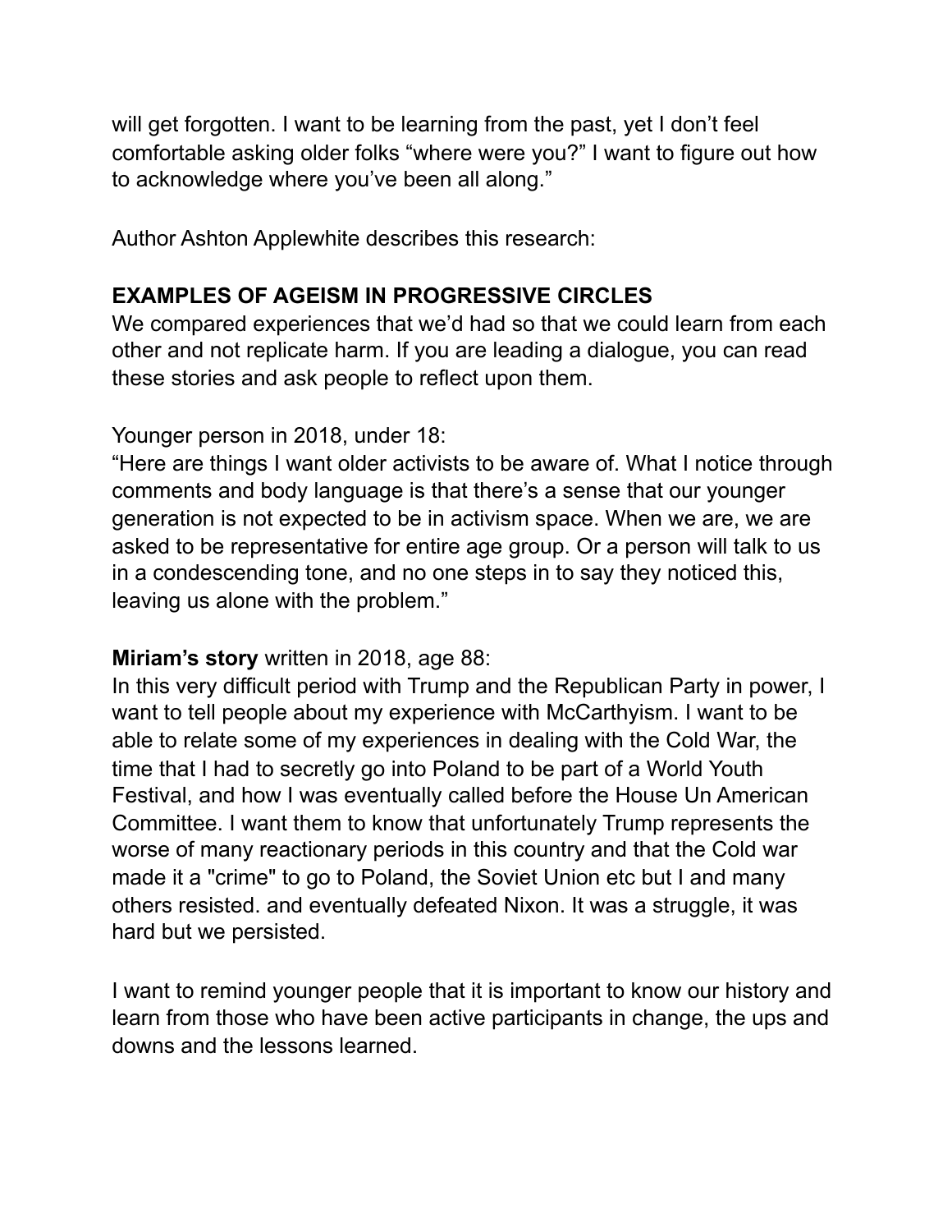will get forgotten. I want to be learning from the past, yet I don't feel comfortable asking older folks "where were you?" I want to figure out how to acknowledge where you've been all along."

Author Ashton Applewhite describes this research:

**EXAMPLES OF AGEISM IN PROGRESSIVE CIRCLES**

We compared experiences that we'd had so that we could learn from each other and not replicate harm. If you are leading a dialogue, you can read these stories and ask people to reflect upon them.

Younger person in 2018, under 18:
"Here are things I want older activists to be aware of. What I notice through comments and body language is that there's a sense that our younger generation is not expected to be in activism space. When we are, we are asked to be representative for entire age group. Or a person will talk to us in a condescending tone, and no one steps in to say they noticed this, leaving us alone with the problem."

**Miriam's story** written in 2018, age 88:
In this very difficult period with Trump and the Republican Party in power, I want to tell people about my experience with McCarthyism. I want to be able to relate some of my experiences in dealing with the Cold War, the time that I had to secretly go into Poland to be part of a World Youth Festival, and how I was eventually called before the House Un American Committee. I want them to know that unfortunately Trump represents the worse of many reactionary periods in this country and that the Cold war made it a "crime" to go to Poland, the Soviet Union etc but I and many others resisted. and eventually defeated Nixon. It was a struggle, it was hard but we persisted.

I want to remind younger people that it is important to know our history and learn from those who have been active participants in change, the ups and downs and the lessons learned.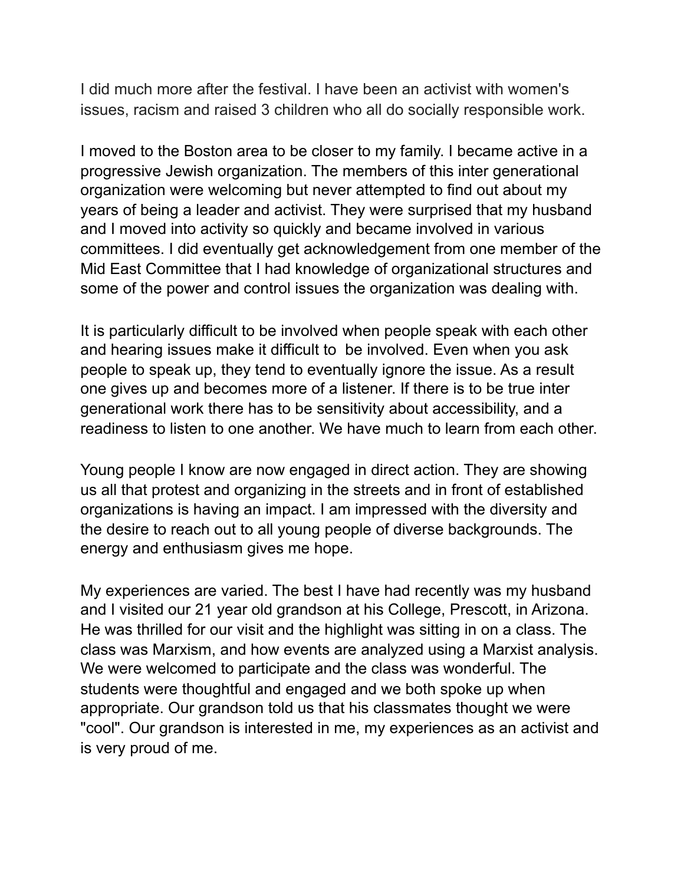I did much more after the festival. I have been an activist with women's issues, racism and raised 3 children who all do socially responsible work.

I moved to the Boston area to be closer to my family. I became active in a progressive Jewish organization. The members of this inter generational organization were welcoming but never attempted to find out about my years of being a leader and activist. They were surprised that my husband and I moved into activity so quickly and became involved in various committees. I did eventually get acknowledgement from one member of the Mid East Committee that I had knowledge of organizational structures and some of the power and control issues the organization was dealing with.

It is particularly difficult to be involved when people speak with each other and hearing issues make it difficult to  be involved. Even when you ask people to speak up, they tend to eventually ignore the issue. As a result one gives up and becomes more of a listener. If there is to be true inter generational work there has to be sensitivity about accessibility, and a readiness to listen to one another. We have much to learn from each other.

Young people I know are now engaged in direct action. They are showing us all that protest and organizing in the streets and in front of established organizations is having an impact. I am impressed with the diversity and the desire to reach out to all young people of diverse backgrounds. The energy and enthusiasm gives me hope.

My experiences are varied. The best I have had recently was my husband and I visited our 21 year old grandson at his College, Prescott, in Arizona. He was thrilled for our visit and the highlight was sitting in on a class. The class was Marxism, and how events are analyzed using a Marxist analysis. We were welcomed to participate and the class was wonderful. The students were thoughtful and engaged and we both spoke up when appropriate. Our grandson told us that his classmates thought we were "cool". Our grandson is interested in me, my experiences as an activist and is very proud of me.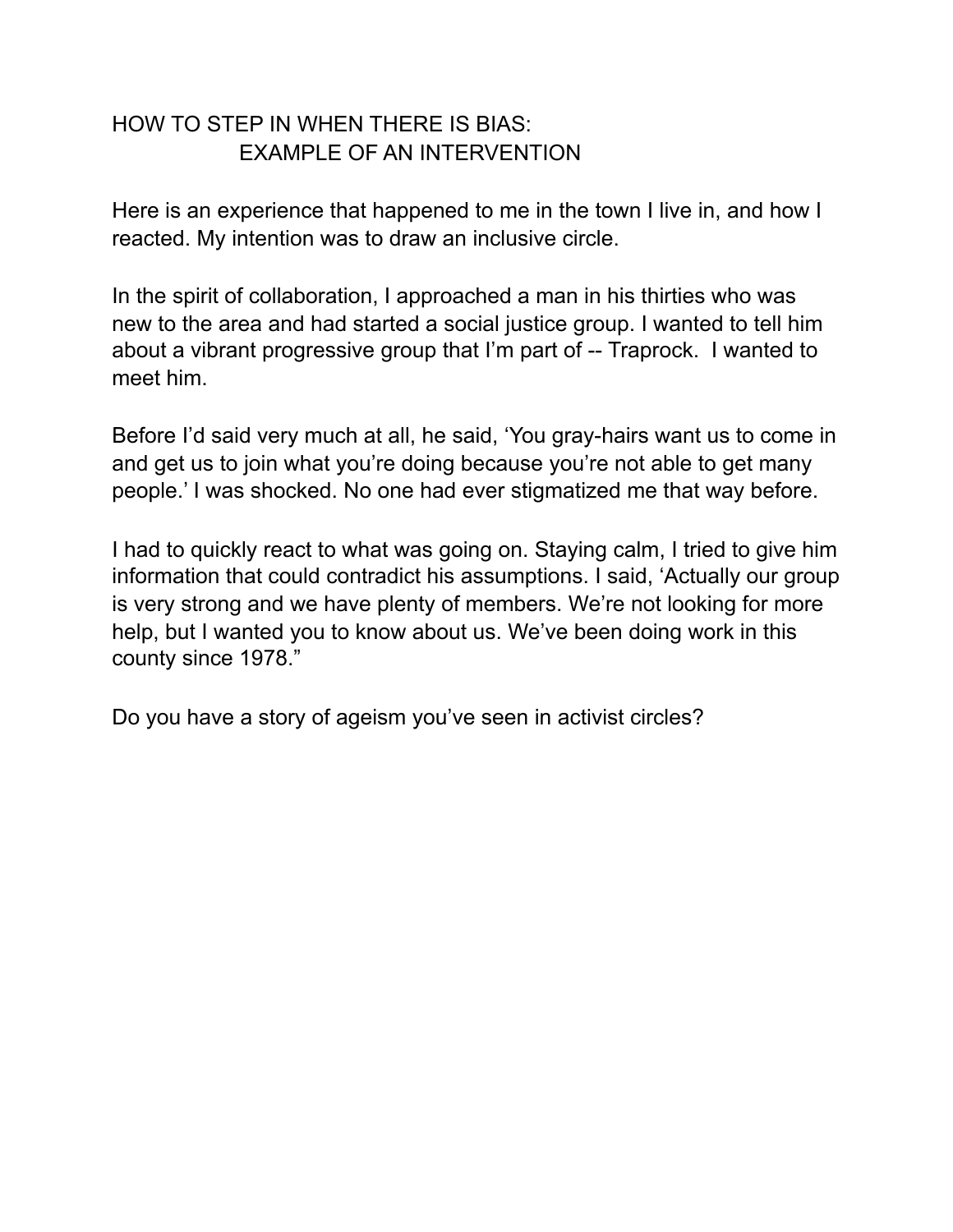# HOW TO STEP IN WHEN THERE IS BIAS:
## EXAMPLE OF AN INTERVENTION

Here is an experience that happened to me in the town I live in, and how I reacted. My intention was to draw an inclusive circle.

In the spirit of collaboration, I approached a man in his thirties who was new to the area and had started a social justice group. I wanted to tell him about a vibrant progressive group that I'm part of -- Traprock. I wanted to meet him.

Before I'd said very much at all, he said, 'You gray-hairs want us to come in and get us to join what you're doing because you're not able to get many people.' I was shocked. No one had ever stigmatized me that way before.

I had to quickly react to what was going on. Staying calm, I tried to give him information that could contradict his assumptions. I said, 'Actually our group is very strong and we have plenty of members. We're not looking for more help, but I wanted you to know about us. We've been doing work in this county since 1978."

Do you have a story of ageism you've seen in activist circles?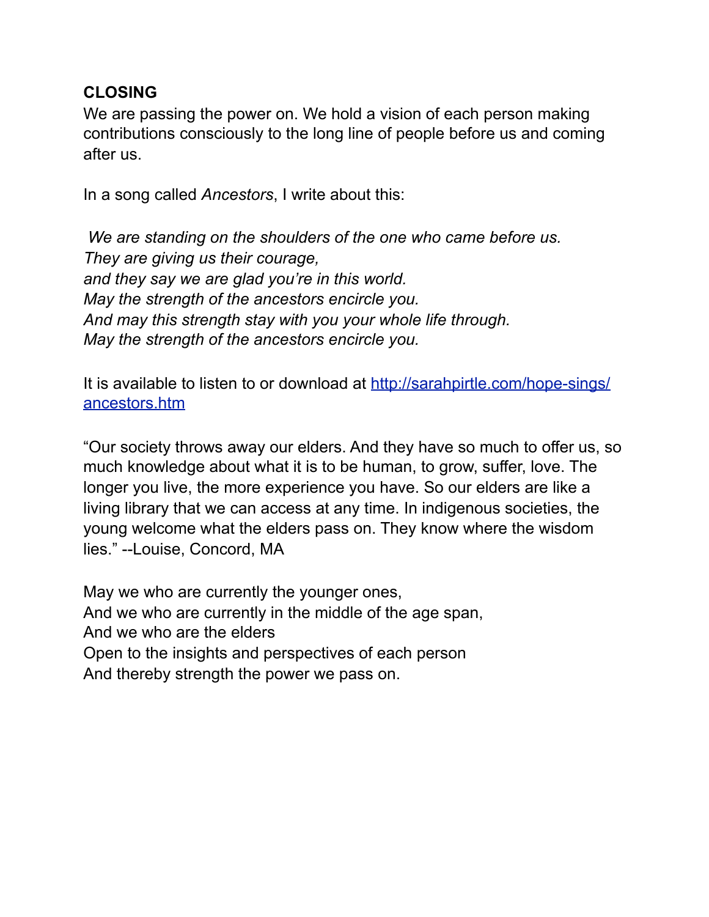**CLOSING**

We are passing the power on. We hold a vision of each person making contributions consciously to the long line of people before us and coming after us.

In a song called *Ancestors*, I write about this:

*We are standing on the shoulders of the one who came before us.*
*They are giving us their courage,*
*and they say we are glad you're in this world.*
*May the strength of the ancestors encircle you.*
*And may this strength stay with you your whole life through.*
*May the strength of the ancestors encircle you.*

It is available to listen to or download at [http://sarahpirtle.com/hope-sings/ancestors.htm](http://sarahpirtle.com/hope-sings/ancestors.htm)

"Our society throws away our elders. And they have so much to offer us, so much knowledge about what it is to be human, to grow, suffer, love. The longer you live, the more experience you have. So our elders are like a living library that we can access at any time. In indigenous societies, the young welcome what the elders pass on. They know where the wisdom lies." --Louise, Concord, MA

May we who are currently the younger ones,
And we who are currently in the middle of the age span,
And we who are the elders
Open to the insights and perspectives of each person
And thereby strength the power we pass on.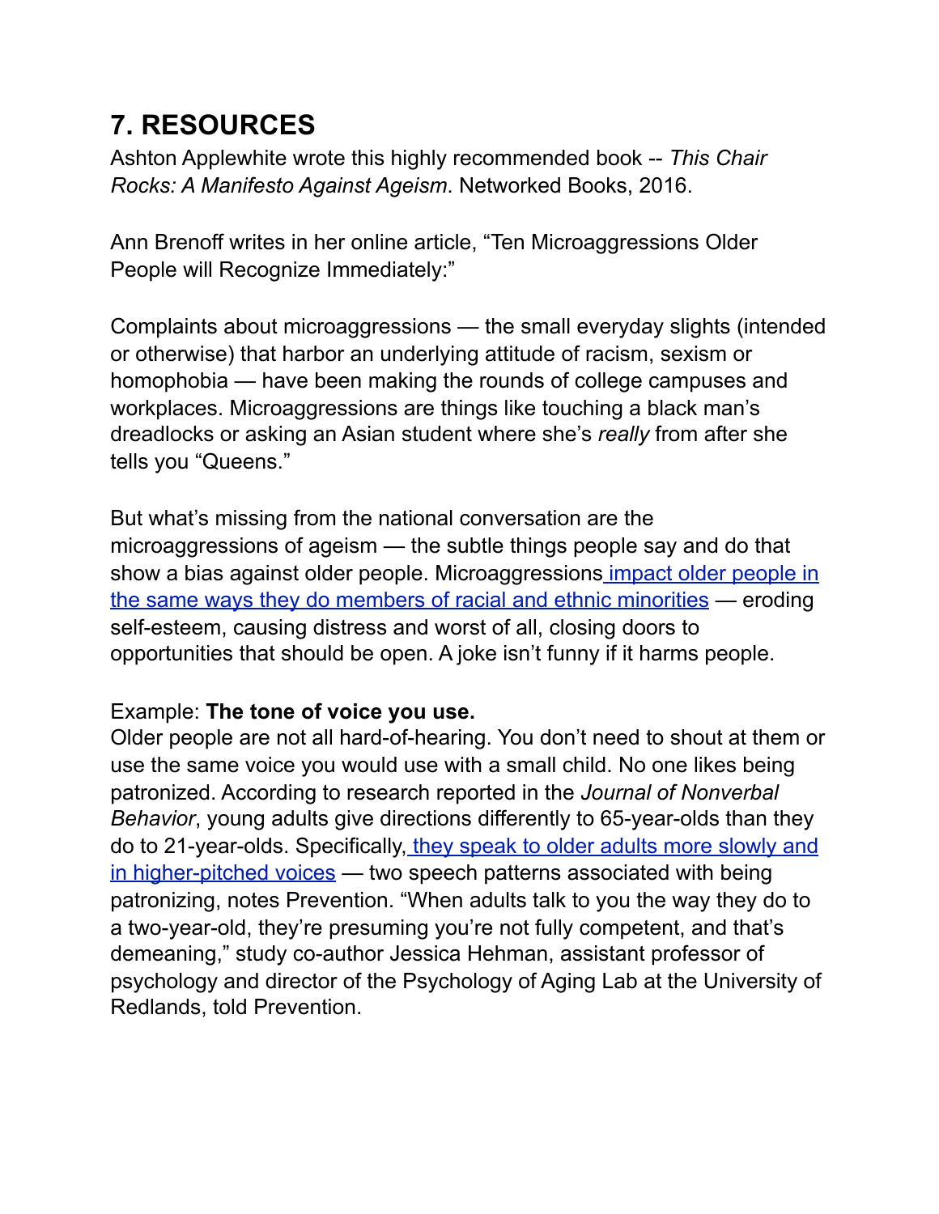## 7. RESOURCES

Ashton Applewhite wrote this highly recommended book -- *This Chair Rocks: A Manifesto Against Ageism*. Networked Books, 2016.

Ann Brenoff writes in her online article, "Ten Microaggressions Older People will Recognize Immediately:"

Complaints about microaggressions — the small everyday slights (intended or otherwise) that harbor an underlying attitude of racism, sexism or homophobia — have been making the rounds of college campuses and workplaces. Microaggressions are things like touching a black man's dreadlocks or asking an Asian student where she's *really* from after she tells you "Queens."

But what's missing from the national conversation are the microaggressions of ageism — the subtle things people say and do that show a bias against older people. Microaggressions impact older people in the same ways they do members of racial and ethnic minorities — eroding self-esteem, causing distress and worst of all, closing doors to opportunities that should be open. A joke isn't funny if it harms people.

Example: **The tone of voice you use.**
Older people are not all hard-of-hearing. You don't need to shout at them or use the same voice you would use with a small child. No one likes being patronized. According to research reported in the *Journal of Nonverbal Behavior*, young adults give directions differently to 65-year-olds than they do to 21-year-olds. Specifically, they speak to older adults more slowly and in higher-pitched voices — two speech patterns associated with being patronizing, notes Prevention. "When adults talk to you the way they do to a two-year-old, they're presuming you're not fully competent, and that's demeaning," study co-author Jessica Hehman, assistant professor of psychology and director of the Psychology of Aging Lab at the University of Redlands, told Prevention.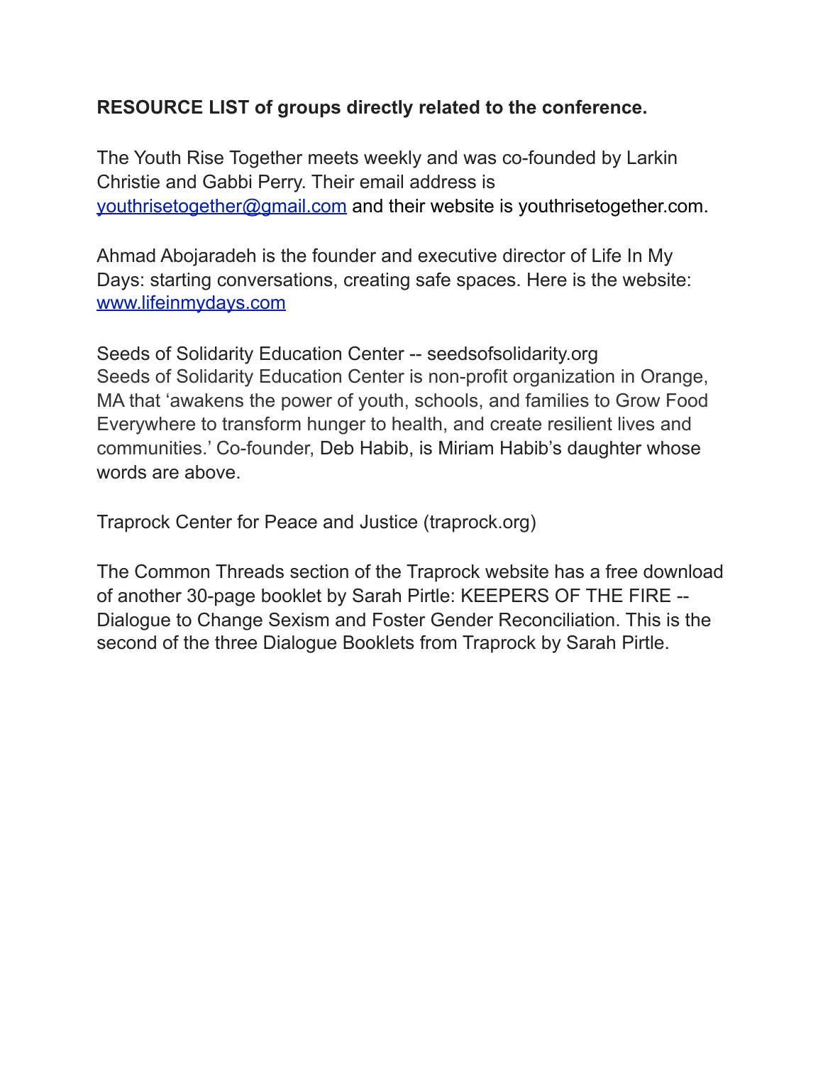**RESOURCE LIST of groups directly related to the conference.**

The Youth Rise Together meets weekly and was co-founded by Larkin Christie and Gabbi Perry. Their email address is youthrisetogether@gmail.com and their website is youthrisetogether.com.

Ahmad Abojaradeh is the founder and executive director of Life In My Days: starting conversations, creating safe spaces. Here is the website: www.lifeinmydays.com

Seeds of Solidarity Education Center -- seedsofsolidarity.org
Seeds of Solidarity Education Center is non-profit organization in Orange, MA that 'awakens the power of youth, schools, and families to Grow Food Everywhere to transform hunger to health, and create resilient lives and communities.' Co-founder, Deb Habib, is Miriam Habib's daughter whose words are above.

Traprock Center for Peace and Justice (traprock.org)

The Common Threads section of the Traprock website has a free download of another 30-page booklet by Sarah Pirtle: KEEPERS OF THE FIRE -- Dialogue to Change Sexism and Foster Gender Reconciliation. This is the second of the three Dialogue Booklets from Traprock by Sarah Pirtle.